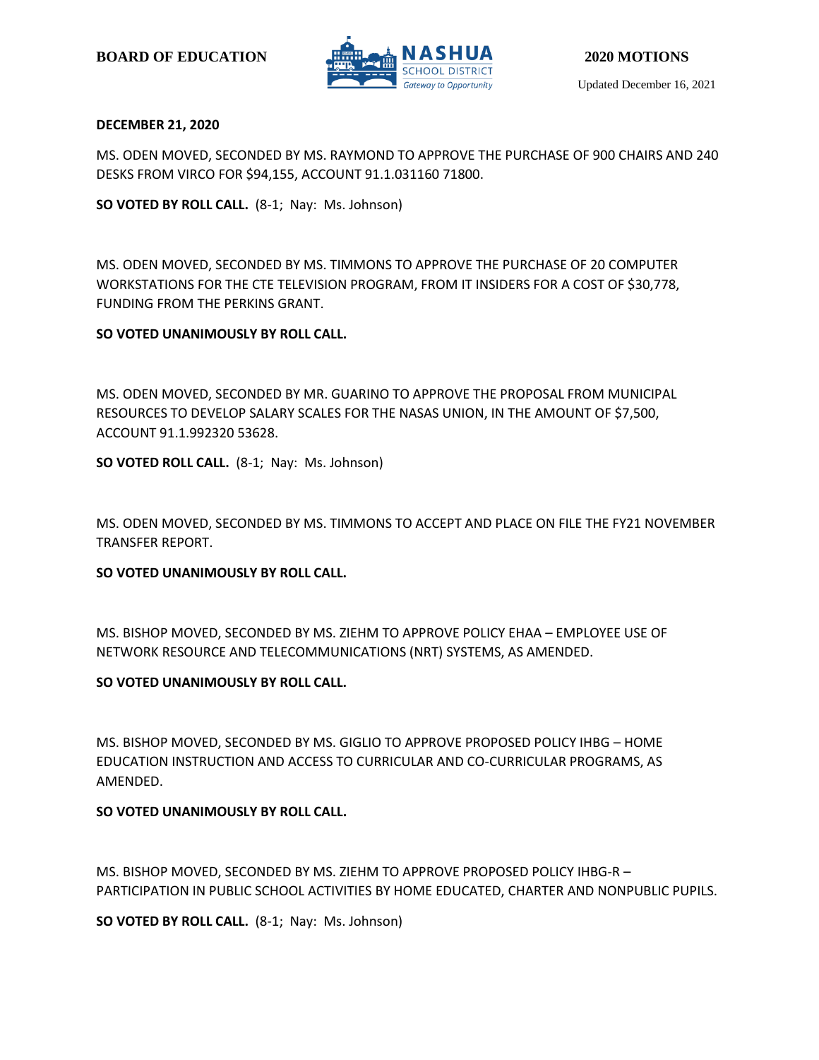**BOARD OF EDUCATION** — NASHUA SCHOOL DISTRICT *Gateway to Opportunity* — **2020 MOTIONS**

Updated December 16, 2021

**DECEMBER 21, 2020**

MS. ODEN MOVED, SECONDED BY MS. RAYMOND TO APPROVE THE PURCHASE OF 900 CHAIRS AND 240 DESKS FROM VIRCO FOR $94,155, ACCOUNT 91.1.031160 71800.

**SO VOTED BY ROLL CALL.** (8-1; Nay: Ms. Johnson)

MS. ODEN MOVED, SECONDED BY MS. TIMMONS TO APPROVE THE PURCHASE OF 20 COMPUTER WORKSTATIONS FOR THE CTE TELEVISION PROGRAM, FROM IT INSIDERS FOR A COST OF $30,778, FUNDING FROM THE PERKINS GRANT.

**SO VOTED UNANIMOUSLY BY ROLL CALL.**

MS. ODEN MOVED, SECONDED BY MR. GUARINO TO APPROVE THE PROPOSAL FROM MUNICIPAL RESOURCES TO DEVELOP SALARY SCALES FOR THE NASAS UNION, IN THE AMOUNT OF $7,500, ACCOUNT 91.1.992320 53628.

**SO VOTED ROLL CALL.** (8-1; Nay: Ms. Johnson)

MS. ODEN MOVED, SECONDED BY MS. TIMMONS TO ACCEPT AND PLACE ON FILE THE FY21 NOVEMBER TRANSFER REPORT.

**SO VOTED UNANIMOUSLY BY ROLL CALL.**

MS. BISHOP MOVED, SECONDED BY MS. ZIEHM TO APPROVE POLICY EHAA – EMPLOYEE USE OF NETWORK RESOURCE AND TELECOMMUNICATIONS (NRT) SYSTEMS, AS AMENDED.

**SO VOTED UNANIMOUSLY BY ROLL CALL.**

MS. BISHOP MOVED, SECONDED BY MS. GIGLIO TO APPROVE PROPOSED POLICY IHBG – HOME EDUCATION INSTRUCTION AND ACCESS TO CURRICULAR AND CO-CURRICULAR PROGRAMS, AS AMENDED.

**SO VOTED UNANIMOUSLY BY ROLL CALL.**

MS. BISHOP MOVED, SECONDED BY MS. ZIEHM TO APPROVE PROPOSED POLICY IHBG-R – PARTICIPATION IN PUBLIC SCHOOL ACTIVITIES BY HOME EDUCATED, CHARTER AND NONPUBLIC PUPILS.

**SO VOTED BY ROLL CALL.** (8-1; Nay: Ms. Johnson)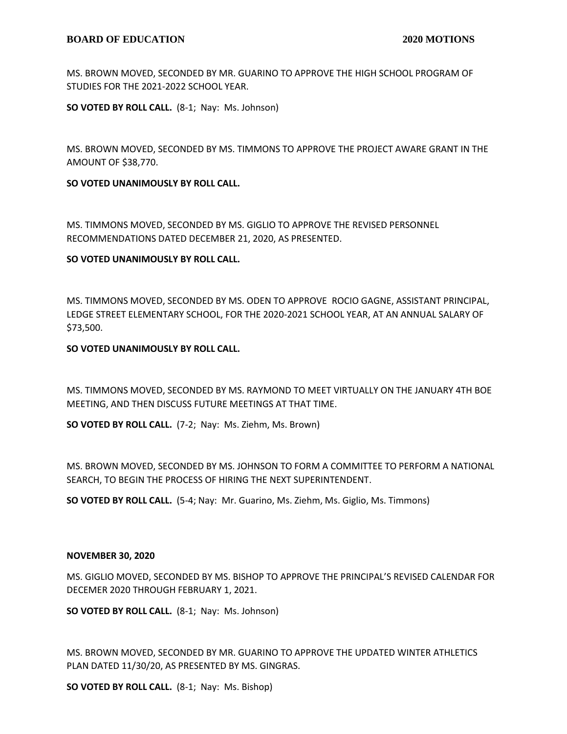MS. BROWN MOVED, SECONDED BY MR. GUARINO TO APPROVE THE HIGH SCHOOL PROGRAM OF STUDIES FOR THE 2021-2022 SCHOOL YEAR.

**SO VOTED BY ROLL CALL.** (8-1; Nay: Ms. Johnson)

MS. BROWN MOVED, SECONDED BY MS. TIMMONS TO APPROVE THE PROJECT AWARE GRANT IN THE AMOUNT OF $38,770.

**SO VOTED UNANIMOUSLY BY ROLL CALL.**

MS. TIMMONS MOVED, SECONDED BY MS. GIGLIO TO APPROVE THE REVISED PERSONNEL RECOMMENDATIONS DATED DECEMBER 21, 2020, AS PRESENTED.

**SO VOTED UNANIMOUSLY BY ROLL CALL.**

MS. TIMMONS MOVED, SECONDED BY MS. ODEN TO APPROVE ROCIO GAGNE, ASSISTANT PRINCIPAL, LEDGE STREET ELEMENTARY SCHOOL, FOR THE 2020-2021 SCHOOL YEAR, AT AN ANNUAL SALARY OF $73,500.

**SO VOTED UNANIMOUSLY BY ROLL CALL.**

MS. TIMMONS MOVED, SECONDED BY MS. RAYMOND TO MEET VIRTUALLY ON THE JANUARY 4TH BOE MEETING, AND THEN DISCUSS FUTURE MEETINGS AT THAT TIME.

**SO VOTED BY ROLL CALL.** (7-2; Nay: Ms. Ziehm, Ms. Brown)

MS. BROWN MOVED, SECONDED BY MS. JOHNSON TO FORM A COMMITTEE TO PERFORM A NATIONAL SEARCH, TO BEGIN THE PROCESS OF HIRING THE NEXT SUPERINTENDENT.

**SO VOTED BY ROLL CALL.** (5-4; Nay: Mr. Guarino, Ms. Ziehm, Ms. Giglio, Ms. Timmons)

**NOVEMBER 30, 2020**

MS. GIGLIO MOVED, SECONDED BY MS. BISHOP TO APPROVE THE PRINCIPAL'S REVISED CALENDAR FOR DECEMER 2020 THROUGH FEBRUARY 1, 2021.

**SO VOTED BY ROLL CALL.** (8-1; Nay: Ms. Johnson)

MS. BROWN MOVED, SECONDED BY MR. GUARINO TO APPROVE THE UPDATED WINTER ATHLETICS PLAN DATED 11/30/20, AS PRESENTED BY MS. GINGRAS.

**SO VOTED BY ROLL CALL.** (8-1; Nay: Ms. Bishop)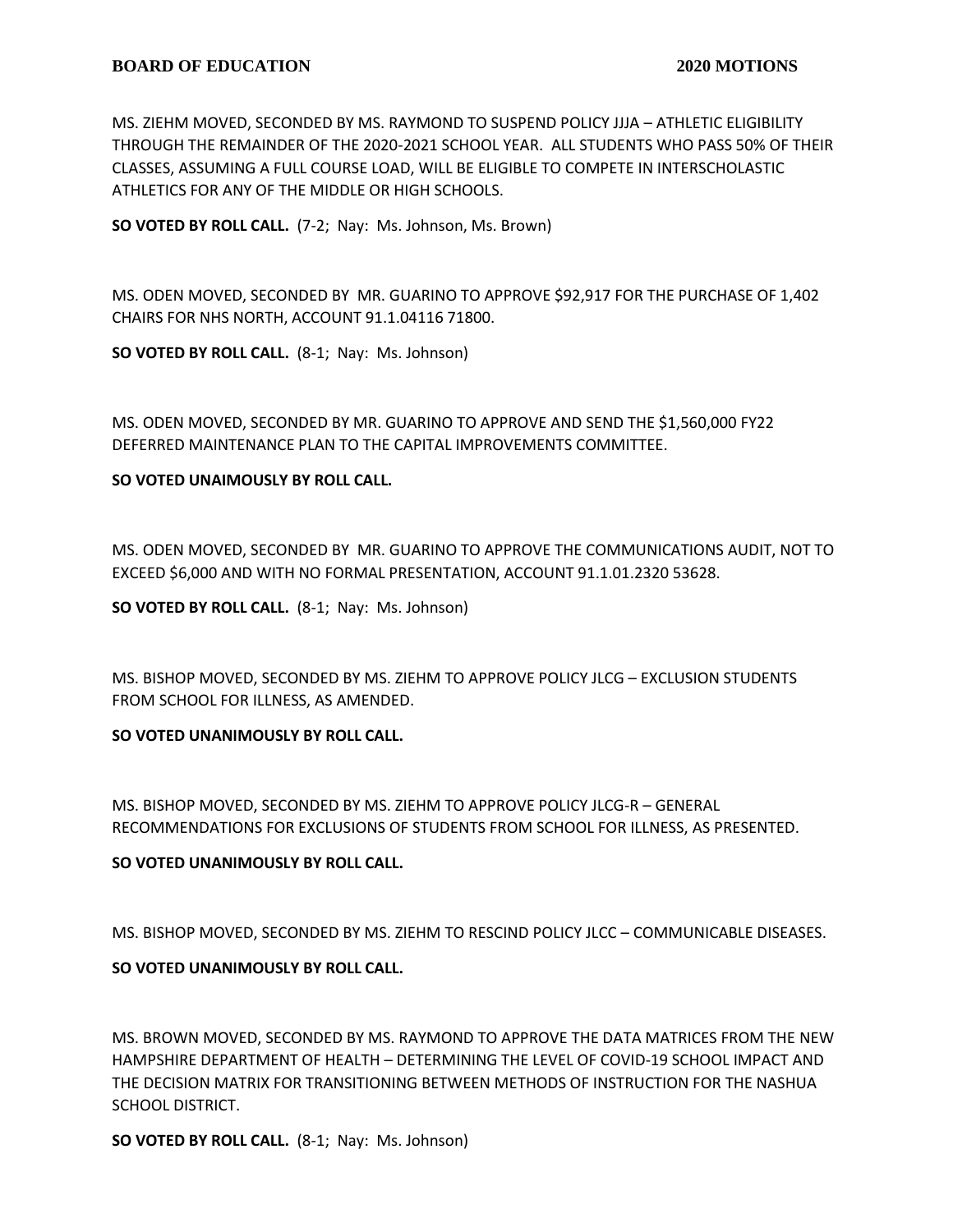MS. ZIEHM MOVED, SECONDED BY MS. RAYMOND TO SUSPEND POLICY JJJA – ATHLETIC ELIGIBILITY THROUGH THE REMAINDER OF THE 2020-2021 SCHOOL YEAR. ALL STUDENTS WHO PASS 50% OF THEIR CLASSES, ASSUMING A FULL COURSE LOAD, WILL BE ELIGIBLE TO COMPETE IN INTERSCHOLASTIC ATHLETICS FOR ANY OF THE MIDDLE OR HIGH SCHOOLS.

**SO VOTED BY ROLL CALL.** (7-2; Nay: Ms. Johnson, Ms. Brown)

MS. ODEN MOVED, SECONDED BY MR. GUARINO TO APPROVE $92,917 FOR THE PURCHASE OF 1,402 CHAIRS FOR NHS NORTH, ACCOUNT 91.1.04116 71800.

**SO VOTED BY ROLL CALL.** (8-1; Nay: Ms. Johnson)

MS. ODEN MOVED, SECONDED BY MR. GUARINO TO APPROVE AND SEND THE $1,560,000 FY22 DEFERRED MAINTENANCE PLAN TO THE CAPITAL IMPROVEMENTS COMMITTEE.

**SO VOTED UNAIMOUSLY BY ROLL CALL.**

MS. ODEN MOVED, SECONDED BY MR. GUARINO TO APPROVE THE COMMUNICATIONS AUDIT, NOT TO EXCEED $6,000 AND WITH NO FORMAL PRESENTATION, ACCOUNT 91.1.01.2320 53628.

**SO VOTED BY ROLL CALL.** (8-1; Nay: Ms. Johnson)

MS. BISHOP MOVED, SECONDED BY MS. ZIEHM TO APPROVE POLICY JLCG – EXCLUSION STUDENTS FROM SCHOOL FOR ILLNESS, AS AMENDED.

**SO VOTED UNANIMOUSLY BY ROLL CALL.**

MS. BISHOP MOVED, SECONDED BY MS. ZIEHM TO APPROVE POLICY JLCG-R – GENERAL RECOMMENDATIONS FOR EXCLUSIONS OF STUDENTS FROM SCHOOL FOR ILLNESS, AS PRESENTED.

**SO VOTED UNANIMOUSLY BY ROLL CALL.**

MS. BISHOP MOVED, SECONDED BY MS. ZIEHM TO RESCIND POLICY JLCC – COMMUNICABLE DISEASES.

**SO VOTED UNANIMOUSLY BY ROLL CALL.**

MS. BROWN MOVED, SECONDED BY MS. RAYMOND TO APPROVE THE DATA MATRICES FROM THE NEW HAMPSHIRE DEPARTMENT OF HEALTH – DETERMINING THE LEVEL OF COVID-19 SCHOOL IMPACT AND THE DECISION MATRIX FOR TRANSITIONING BETWEEN METHODS OF INSTRUCTION FOR THE NASHUA SCHOOL DISTRICT.

**SO VOTED BY ROLL CALL.** (8-1; Nay: Ms. Johnson)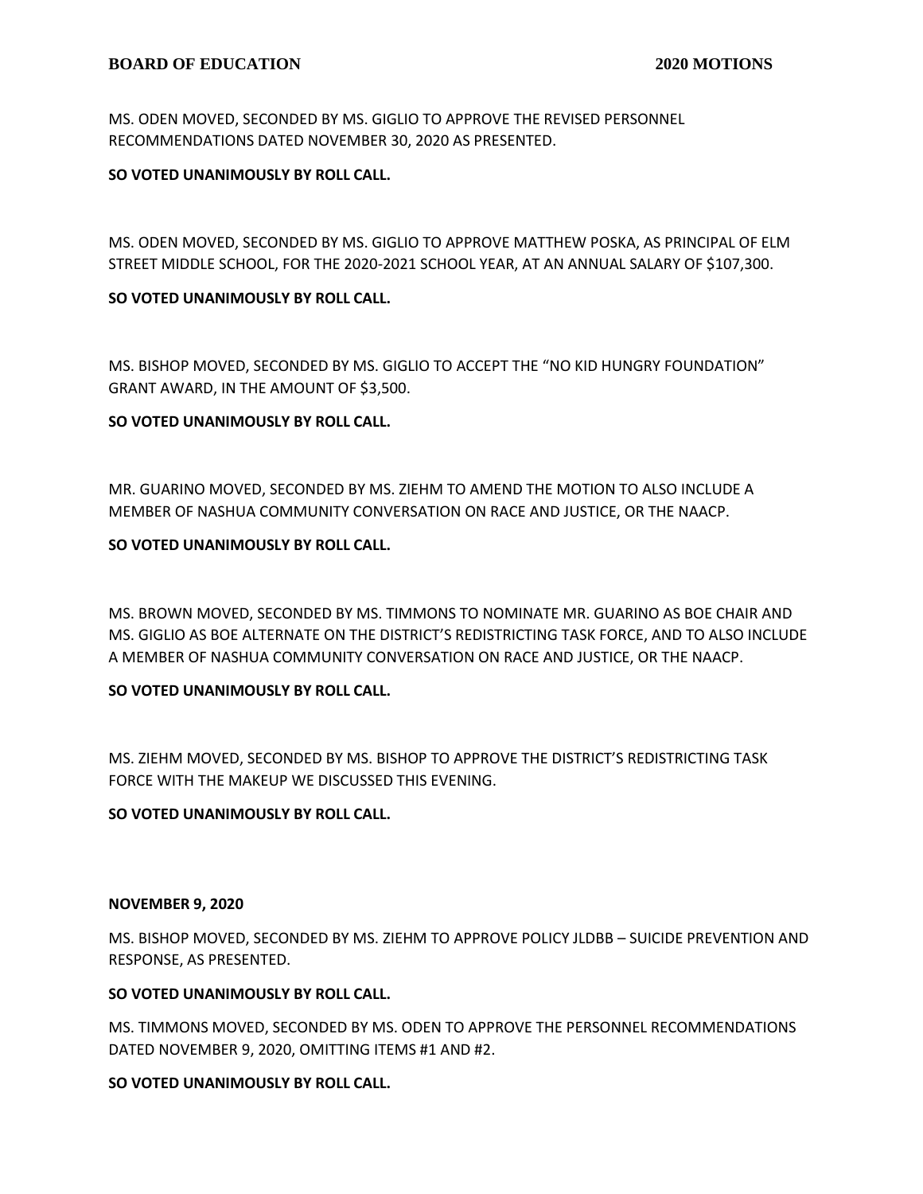MS. ODEN MOVED, SECONDED BY MS. GIGLIO TO APPROVE THE REVISED PERSONNEL RECOMMENDATIONS DATED NOVEMBER 30, 2020 AS PRESENTED.

**SO VOTED UNANIMOUSLY BY ROLL CALL.**

MS. ODEN MOVED, SECONDED BY MS. GIGLIO TO APPROVE MATTHEW POSKA, AS PRINCIPAL OF ELM STREET MIDDLE SCHOOL, FOR THE 2020-2021 SCHOOL YEAR, AT AN ANNUAL SALARY OF $107,300.

**SO VOTED UNANIMOUSLY BY ROLL CALL.**

MS. BISHOP MOVED, SECONDED BY MS. GIGLIO TO ACCEPT THE "NO KID HUNGRY FOUNDATION" GRANT AWARD, IN THE AMOUNT OF $3,500.

**SO VOTED UNANIMOUSLY BY ROLL CALL.**

MR. GUARINO MOVED, SECONDED BY MS. ZIEHM TO AMEND THE MOTION TO ALSO INCLUDE A MEMBER OF NASHUA COMMUNITY CONVERSATION ON RACE AND JUSTICE, OR THE NAACP.

**SO VOTED UNANIMOUSLY BY ROLL CALL.**

MS. BROWN MOVED, SECONDED BY MS. TIMMONS TO NOMINATE MR. GUARINO AS BOE CHAIR AND MS. GIGLIO AS BOE ALTERNATE ON THE DISTRICT'S REDISTRICTING TASK FORCE, AND TO ALSO INCLUDE A MEMBER OF NASHUA COMMUNITY CONVERSATION ON RACE AND JUSTICE, OR THE NAACP.

**SO VOTED UNANIMOUSLY BY ROLL CALL.**

MS. ZIEHM MOVED, SECONDED BY MS. BISHOP TO APPROVE THE DISTRICT'S REDISTRICTING TASK FORCE WITH THE MAKEUP WE DISCUSSED THIS EVENING.

**SO VOTED UNANIMOUSLY BY ROLL CALL.**

**NOVEMBER 9, 2020**

MS. BISHOP MOVED, SECONDED BY MS. ZIEHM TO APPROVE POLICY JLDBB – SUICIDE PREVENTION AND RESPONSE, AS PRESENTED.

**SO VOTED UNANIMOUSLY BY ROLL CALL.**

MS. TIMMONS MOVED, SECONDED BY MS. ODEN TO APPROVE THE PERSONNEL RECOMMENDATIONS DATED NOVEMBER 9, 2020, OMITTING ITEMS #1 AND #2.

**SO VOTED UNANIMOUSLY BY ROLL CALL.**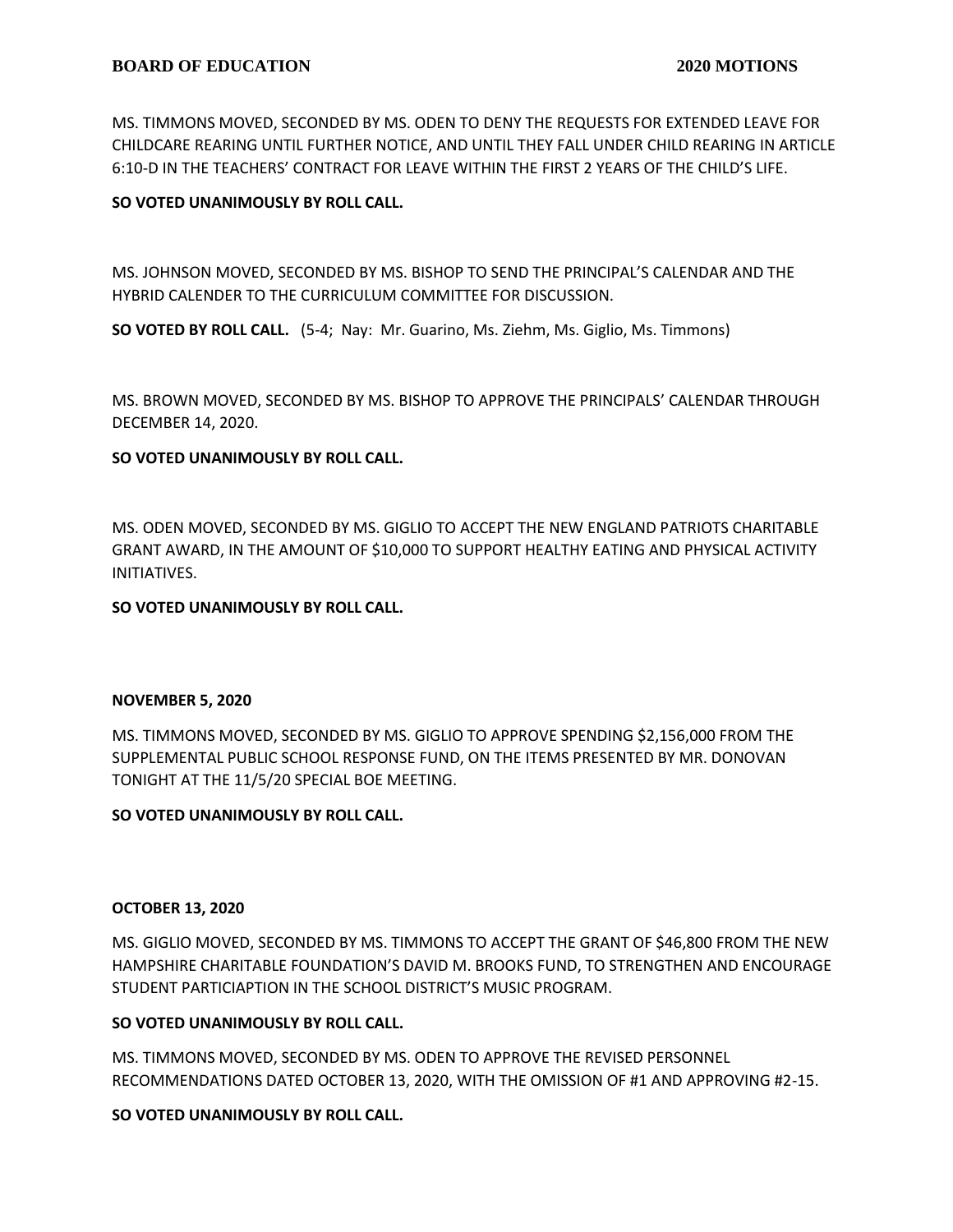MS. TIMMONS MOVED, SECONDED BY MS. ODEN TO DENY THE REQUESTS FOR EXTENDED LEAVE FOR CHILDCARE REARING UNTIL FURTHER NOTICE, AND UNTIL THEY FALL UNDER CHILD REARING IN ARTICLE 6:10-D IN THE TEACHERS' CONTRACT FOR LEAVE WITHIN THE FIRST 2 YEARS OF THE CHILD'S LIFE.

**SO VOTED UNANIMOUSLY BY ROLL CALL.**

MS. JOHNSON MOVED, SECONDED BY MS. BISHOP TO SEND THE PRINCIPAL'S CALENDAR AND THE HYBRID CALENDER TO THE CURRICULUM COMMITTEE FOR DISCUSSION.

**SO VOTED BY ROLL CALL.** (5-4; Nay: Mr. Guarino, Ms. Ziehm, Ms. Giglio, Ms. Timmons)

MS. BROWN MOVED, SECONDED BY MS. BISHOP TO APPROVE THE PRINCIPALS' CALENDAR THROUGH DECEMBER 14, 2020.

**SO VOTED UNANIMOUSLY BY ROLL CALL.**

MS. ODEN MOVED, SECONDED BY MS. GIGLIO TO ACCEPT THE NEW ENGLAND PATRIOTS CHARITABLE GRANT AWARD, IN THE AMOUNT OF $10,000 TO SUPPORT HEALTHY EATING AND PHYSICAL ACTIVITY INITIATIVES.

**SO VOTED UNANIMOUSLY BY ROLL CALL.**

**NOVEMBER 5, 2020**

MS. TIMMONS MOVED, SECONDED BY MS. GIGLIO TO APPROVE SPENDING $2,156,000 FROM THE SUPPLEMENTAL PUBLIC SCHOOL RESPONSE FUND, ON THE ITEMS PRESENTED BY MR. DONOVAN TONIGHT AT THE 11/5/20 SPECIAL BOE MEETING.

**SO VOTED UNANIMOUSLY BY ROLL CALL.**

**OCTOBER 13, 2020**

MS. GIGLIO MOVED, SECONDED BY MS. TIMMONS TO ACCEPT THE GRANT OF $46,800 FROM THE NEW HAMPSHIRE CHARITABLE FOUNDATION'S DAVID M. BROOKS FUND, TO STRENGTHEN AND ENCOURAGE STUDENT PARTICIAPTION IN THE SCHOOL DISTRICT'S MUSIC PROGRAM.

**SO VOTED UNANIMOUSLY BY ROLL CALL.**

MS. TIMMONS MOVED, SECONDED BY MS. ODEN TO APPROVE THE REVISED PERSONNEL RECOMMENDATIONS DATED OCTOBER 13, 2020, WITH THE OMISSION OF #1 AND APPROVING #2-15.

**SO VOTED UNANIMOUSLY BY ROLL CALL.**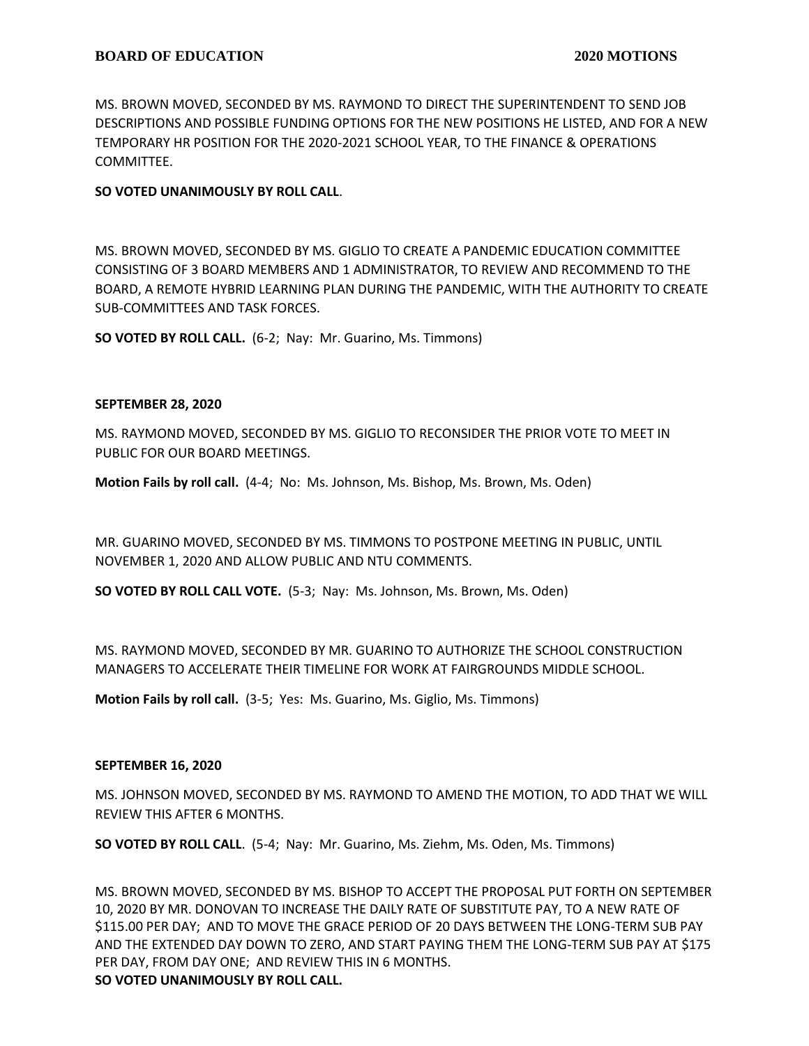MS. BROWN MOVED, SECONDED BY MS. RAYMOND TO DIRECT THE SUPERINTENDENT TO SEND JOB DESCRIPTIONS AND POSSIBLE FUNDING OPTIONS FOR THE NEW POSITIONS HE LISTED, AND FOR A NEW TEMPORARY HR POSITION FOR THE 2020-2021 SCHOOL YEAR, TO THE FINANCE & OPERATIONS COMMITTEE.

**SO VOTED UNANIMOUSLY BY ROLL CALL**.

MS. BROWN MOVED, SECONDED BY MS. GIGLIO TO CREATE A PANDEMIC EDUCATION COMMITTEE CONSISTING OF 3 BOARD MEMBERS AND 1 ADMINISTRATOR, TO REVIEW AND RECOMMEND TO THE BOARD, A REMOTE HYBRID LEARNING PLAN DURING THE PANDEMIC, WITH THE AUTHORITY TO CREATE SUB-COMMITTEES AND TASK FORCES.

**SO VOTED BY ROLL CALL.** (6-2; Nay: Mr. Guarino, Ms. Timmons)

**SEPTEMBER 28, 2020**

MS. RAYMOND MOVED, SECONDED BY MS. GIGLIO TO RECONSIDER THE PRIOR VOTE TO MEET IN PUBLIC FOR OUR BOARD MEETINGS.

**Motion Fails by roll call.** (4-4; No: Ms. Johnson, Ms. Bishop, Ms. Brown, Ms. Oden)

MR. GUARINO MOVED, SECONDED BY MS. TIMMONS TO POSTPONE MEETING IN PUBLIC, UNTIL NOVEMBER 1, 2020 AND ALLOW PUBLIC AND NTU COMMENTS.

**SO VOTED BY ROLL CALL VOTE.** (5-3; Nay: Ms. Johnson, Ms. Brown, Ms. Oden)

MS. RAYMOND MOVED, SECONDED BY MR. GUARINO TO AUTHORIZE THE SCHOOL CONSTRUCTION MANAGERS TO ACCELERATE THEIR TIMELINE FOR WORK AT FAIRGROUNDS MIDDLE SCHOOL.

**Motion Fails by roll call.** (3-5; Yes: Ms. Guarino, Ms. Giglio, Ms. Timmons)

**SEPTEMBER 16, 2020**

MS. JOHNSON MOVED, SECONDED BY MS. RAYMOND TO AMEND THE MOTION, TO ADD THAT WE WILL REVIEW THIS AFTER 6 MONTHS.

**SO VOTED BY ROLL CALL**. (5-4; Nay: Mr. Guarino, Ms. Ziehm, Ms. Oden, Ms. Timmons)

MS. BROWN MOVED, SECONDED BY MS. BISHOP TO ACCEPT THE PROPOSAL PUT FORTH ON SEPTEMBER 10, 2020 BY MR. DONOVAN TO INCREASE THE DAILY RATE OF SUBSTITUTE PAY, TO A NEW RATE OF $115.00 PER DAY; AND TO MOVE THE GRACE PERIOD OF 20 DAYS BETWEEN THE LONG-TERM SUB PAY AND THE EXTENDED DAY DOWN TO ZERO, AND START PAYING THEM THE LONG-TERM SUB PAY AT $175 PER DAY, FROM DAY ONE; AND REVIEW THIS IN 6 MONTHS.

**SO VOTED UNANIMOUSLY BY ROLL CALL.**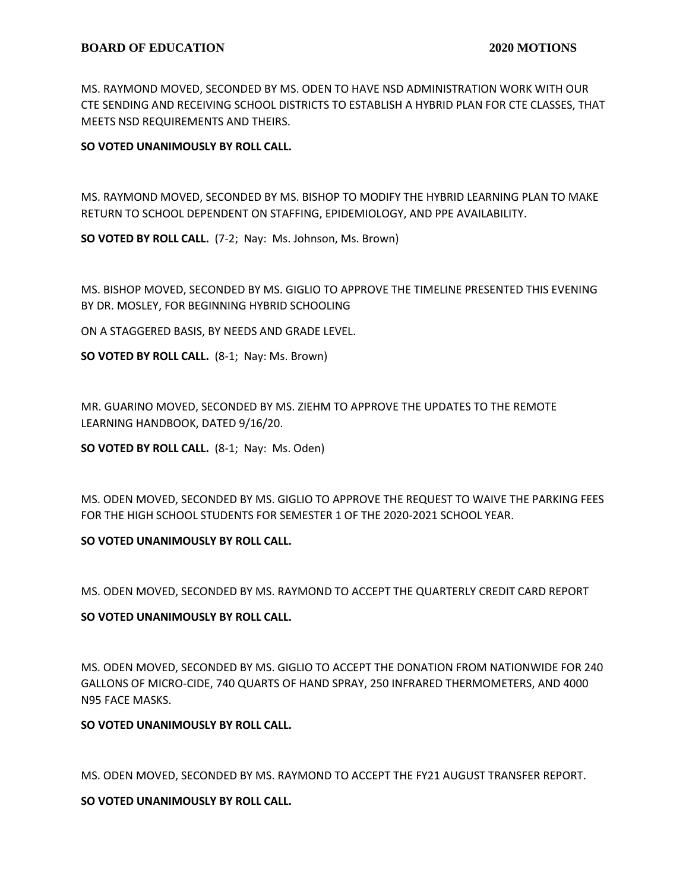MS. RAYMOND MOVED, SECONDED BY MS. ODEN TO HAVE NSD ADMINISTRATION WORK WITH OUR CTE SENDING AND RECEIVING SCHOOL DISTRICTS TO ESTABLISH A HYBRID PLAN FOR CTE CLASSES, THAT MEETS NSD REQUIREMENTS AND THEIRS.

**SO VOTED UNANIMOUSLY BY ROLL CALL.**

MS. RAYMOND MOVED, SECONDED BY MS. BISHOP TO MODIFY THE HYBRID LEARNING PLAN TO MAKE RETURN TO SCHOOL DEPENDENT ON STAFFING, EPIDEMIOLOGY, AND PPE AVAILABILITY.

**SO VOTED BY ROLL CALL.** (7-2; Nay: Ms. Johnson, Ms. Brown)

MS. BISHOP MOVED, SECONDED BY MS. GIGLIO TO APPROVE THE TIMELINE PRESENTED THIS EVENING BY DR. MOSLEY, FOR BEGINNING HYBRID SCHOOLING

ON A STAGGERED BASIS, BY NEEDS AND GRADE LEVEL.

**SO VOTED BY ROLL CALL.** (8-1; Nay: Ms. Brown)

MR. GUARINO MOVED, SECONDED BY MS. ZIEHM TO APPROVE THE UPDATES TO THE REMOTE LEARNING HANDBOOK, DATED 9/16/20.

**SO VOTED BY ROLL CALL.** (8-1; Nay: Ms. Oden)

MS. ODEN MOVED, SECONDED BY MS. GIGLIO TO APPROVE THE REQUEST TO WAIVE THE PARKING FEES FOR THE HIGH SCHOOL STUDENTS FOR SEMESTER 1 OF THE 2020-2021 SCHOOL YEAR.

**SO VOTED UNANIMOUSLY BY ROLL CALL.**

MS. ODEN MOVED, SECONDED BY MS. RAYMOND TO ACCEPT THE QUARTERLY CREDIT CARD REPORT

**SO VOTED UNANIMOUSLY BY ROLL CALL.**

MS. ODEN MOVED, SECONDED BY MS. GIGLIO TO ACCEPT THE DONATION FROM NATIONWIDE FOR 240 GALLONS OF MICRO-CIDE, 740 QUARTS OF HAND SPRAY, 250 INFRARED THERMOMETERS, AND 4000 N95 FACE MASKS.

**SO VOTED UNANIMOUSLY BY ROLL CALL.**

MS. ODEN MOVED, SECONDED BY MS. RAYMOND TO ACCEPT THE FY21 AUGUST TRANSFER REPORT.

**SO VOTED UNANIMOUSLY BY ROLL CALL.**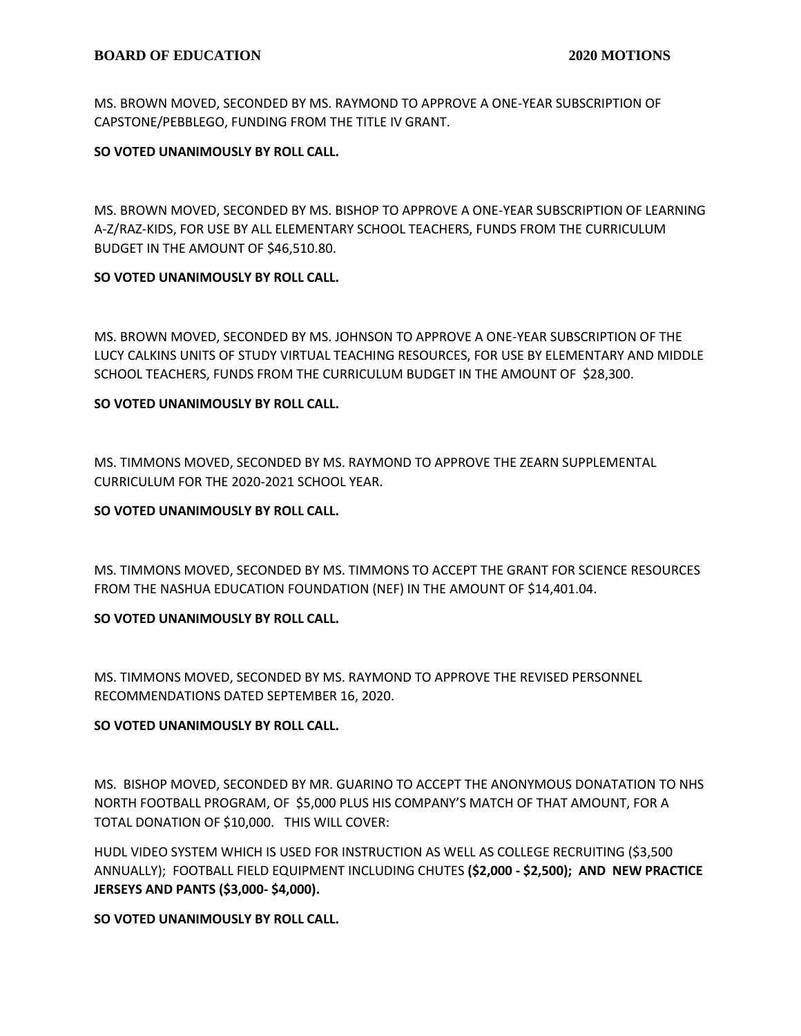MS. BROWN MOVED, SECONDED BY MS. RAYMOND TO APPROVE A ONE-YEAR SUBSCRIPTION OF CAPSTONE/PEBBLEGO, FUNDING FROM THE TITLE IV GRANT.

**SO VOTED UNANIMOUSLY BY ROLL CALL.**

MS. BROWN MOVED, SECONDED BY MS. BISHOP TO APPROVE A ONE-YEAR SUBSCRIPTION OF LEARNING A-Z/RAZ-KIDS, FOR USE BY ALL ELEMENTARY SCHOOL TEACHERS, FUNDS FROM THE CURRICULUM BUDGET IN THE AMOUNT OF $46,510.80.

**SO VOTED UNANIMOUSLY BY ROLL CALL.**

MS. BROWN MOVED, SECONDED BY MS. JOHNSON TO APPROVE A ONE-YEAR SUBSCRIPTION OF THE LUCY CALKINS UNITS OF STUDY VIRTUAL TEACHING RESOURCES, FOR USE BY ELEMENTARY AND MIDDLE SCHOOL TEACHERS, FUNDS FROM THE CURRICULUM BUDGET IN THE AMOUNT OF $28,300.

**SO VOTED UNANIMOUSLY BY ROLL CALL.**

MS. TIMMONS MOVED, SECONDED BY MS. RAYMOND TO APPROVE THE ZEARN SUPPLEMENTAL CURRICULUM FOR THE 2020-2021 SCHOOL YEAR.

**SO VOTED UNANIMOUSLY BY ROLL CALL.**

MS. TIMMONS MOVED, SECONDED BY MS. TIMMONS TO ACCEPT THE GRANT FOR SCIENCE RESOURCES FROM THE NASHUA EDUCATION FOUNDATION (NEF) IN THE AMOUNT OF $14,401.04.

**SO VOTED UNANIMOUSLY BY ROLL CALL.**

MS. TIMMONS MOVED, SECONDED BY MS. RAYMOND TO APPROVE THE REVISED PERSONNEL RECOMMENDATIONS DATED SEPTEMBER 16, 2020.

**SO VOTED UNANIMOUSLY BY ROLL CALL.**

MS. BISHOP MOVED, SECONDED BY MR. GUARINO TO ACCEPT THE ANONYMOUS DONATATION TO NHS NORTH FOOTBALL PROGRAM, OF $5,000 PLUS HIS COMPANY'S MATCH OF THAT AMOUNT, FOR A TOTAL DONATION OF $10,000. THIS WILL COVER:

HUDL VIDEO SYSTEM WHICH IS USED FOR INSTRUCTION AS WELL AS COLLEGE RECRUITING ($3,500 ANNUALLY); FOOTBALL FIELD EQUIPMENT INCLUDING CHUTES **($2,000 - $2,500); AND NEW PRACTICE JERSEYS AND PANTS ($3,000- $4,000).**

**SO VOTED UNANIMOUSLY BY ROLL CALL.**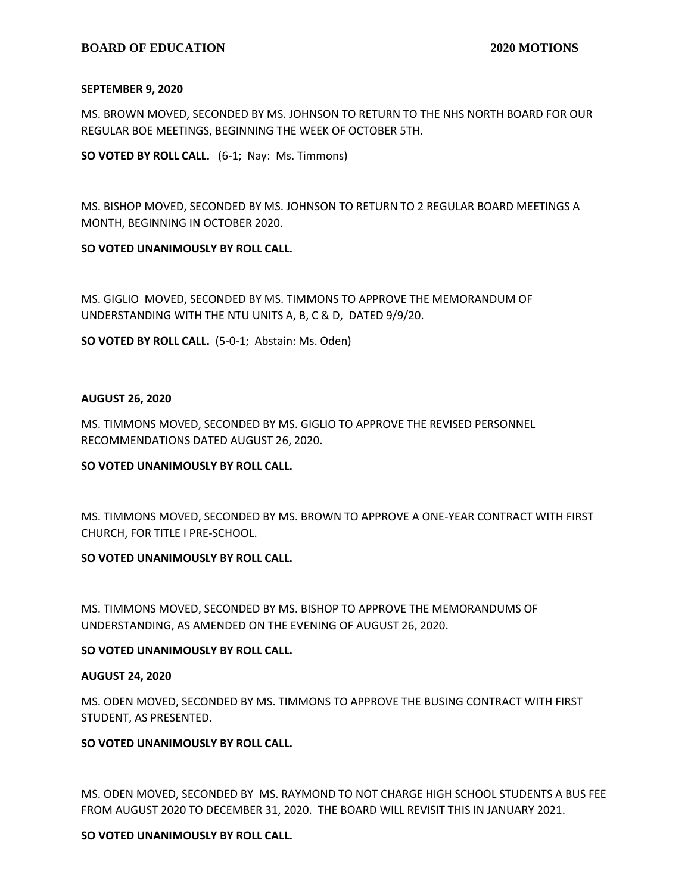**SEPTEMBER 9, 2020**

MS. BROWN MOVED, SECONDED BY MS. JOHNSON TO RETURN TO THE NHS NORTH BOARD FOR OUR REGULAR BOE MEETINGS, BEGINNING THE WEEK OF OCTOBER 5TH.

**SO VOTED BY ROLL CALL.** (6-1; Nay: Ms. Timmons)

MS. BISHOP MOVED, SECONDED BY MS. JOHNSON TO RETURN TO 2 REGULAR BOARD MEETINGS A MONTH, BEGINNING IN OCTOBER 2020.

**SO VOTED UNANIMOUSLY BY ROLL CALL.**

MS. GIGLIO MOVED, SECONDED BY MS. TIMMONS TO APPROVE THE MEMORANDUM OF UNDERSTANDING WITH THE NTU UNITS A, B, C & D, DATED 9/9/20.

**SO VOTED BY ROLL CALL.** (5-0-1; Abstain: Ms. Oden)

**AUGUST 26, 2020**

MS. TIMMONS MOVED, SECONDED BY MS. GIGLIO TO APPROVE THE REVISED PERSONNEL RECOMMENDATIONS DATED AUGUST 26, 2020.

**SO VOTED UNANIMOUSLY BY ROLL CALL.**

MS. TIMMONS MOVED, SECONDED BY MS. BROWN TO APPROVE A ONE-YEAR CONTRACT WITH FIRST CHURCH, FOR TITLE I PRE-SCHOOL.

**SO VOTED UNANIMOUSLY BY ROLL CALL.**

MS. TIMMONS MOVED, SECONDED BY MS. BISHOP TO APPROVE THE MEMORANDUMS OF UNDERSTANDING, AS AMENDED ON THE EVENING OF AUGUST 26, 2020.

**SO VOTED UNANIMOUSLY BY ROLL CALL.**

**AUGUST 24, 2020**

MS. ODEN MOVED, SECONDED BY MS. TIMMONS TO APPROVE THE BUSING CONTRACT WITH FIRST STUDENT, AS PRESENTED.

**SO VOTED UNANIMOUSLY BY ROLL CALL.**

MS. ODEN MOVED, SECONDED BY MS. RAYMOND TO NOT CHARGE HIGH SCHOOL STUDENTS A BUS FEE FROM AUGUST 2020 TO DECEMBER 31, 2020. THE BOARD WILL REVISIT THIS IN JANUARY 2021.

**SO VOTED UNANIMOUSLY BY ROLL CALL.**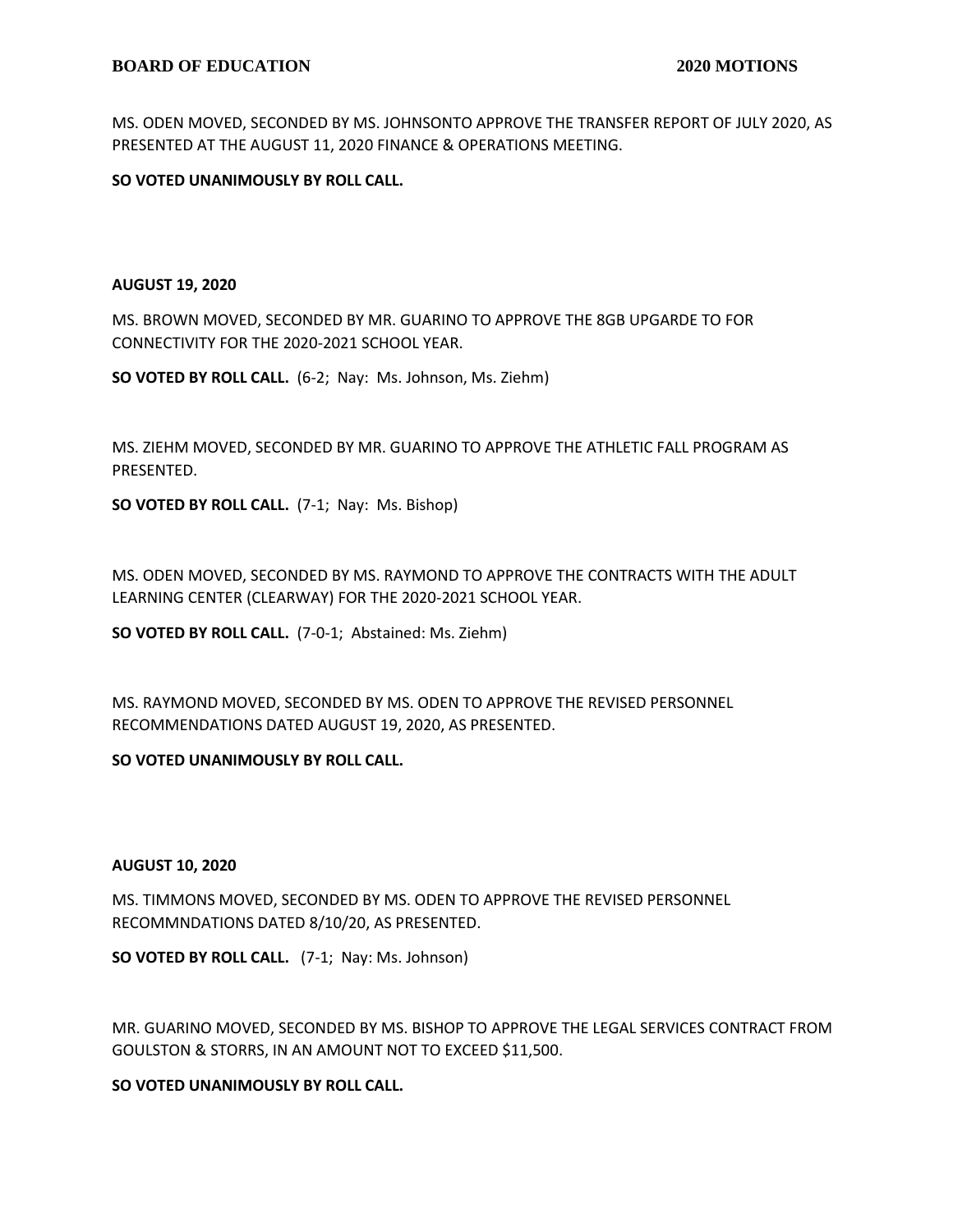MS. ODEN MOVED, SECONDED BY MS. JOHNSONTO APPROVE THE TRANSFER REPORT OF JULY 2020, AS PRESENTED AT THE AUGUST 11, 2020 FINANCE & OPERATIONS MEETING.

**SO VOTED UNANIMOUSLY BY ROLL CALL.**

**AUGUST 19, 2020**

MS. BROWN MOVED, SECONDED BY MR. GUARINO TO APPROVE THE 8GB UPGARDE TO FOR CONNECTIVITY FOR THE 2020-2021 SCHOOL YEAR.

**SO VOTED BY ROLL CALL.** (6-2; Nay: Ms. Johnson, Ms. Ziehm)

MS. ZIEHM MOVED, SECONDED BY MR. GUARINO TO APPROVE THE ATHLETIC FALL PROGRAM AS PRESENTED.

**SO VOTED BY ROLL CALL.** (7-1; Nay: Ms. Bishop)

MS. ODEN MOVED, SECONDED BY MS. RAYMOND TO APPROVE THE CONTRACTS WITH THE ADULT LEARNING CENTER (CLEARWAY) FOR THE 2020-2021 SCHOOL YEAR.

**SO VOTED BY ROLL CALL.** (7-0-1; Abstained: Ms. Ziehm)

MS. RAYMOND MOVED, SECONDED BY MS. ODEN TO APPROVE THE REVISED PERSONNEL RECOMMENDATIONS DATED AUGUST 19, 2020, AS PRESENTED.

**SO VOTED UNANIMOUSLY BY ROLL CALL.**

**AUGUST 10, 2020**

MS. TIMMONS MOVED, SECONDED BY MS. ODEN TO APPROVE THE REVISED PERSONNEL RECOMMNDATIONS DATED 8/10/20, AS PRESENTED.

**SO VOTED BY ROLL CALL.** (7-1; Nay: Ms. Johnson)

MR. GUARINO MOVED, SECONDED BY MS. BISHOP TO APPROVE THE LEGAL SERVICES CONTRACT FROM GOULSTON & STORRS, IN AN AMOUNT NOT TO EXCEED $11,500.

**SO VOTED UNANIMOUSLY BY ROLL CALL.**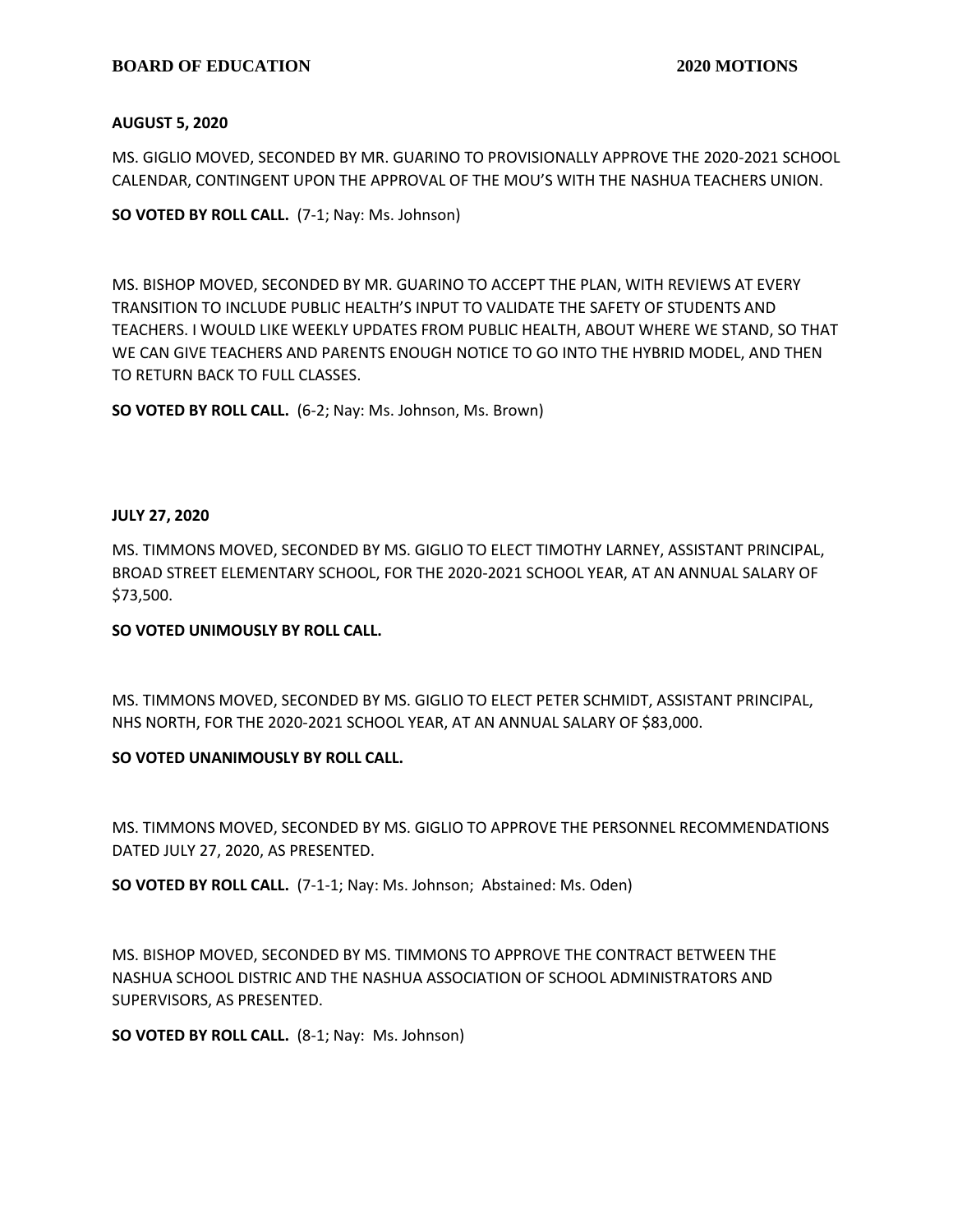**AUGUST 5, 2020**

MS. GIGLIO MOVED, SECONDED BY MR. GUARINO TO PROVISIONALLY APPROVE THE 2020-2021 SCHOOL CALENDAR, CONTINGENT UPON THE APPROVAL OF THE MOU'S WITH THE NASHUA TEACHERS UNION.

**SO VOTED BY ROLL CALL.** (7-1; Nay: Ms. Johnson)

MS. BISHOP MOVED, SECONDED BY MR. GUARINO TO ACCEPT THE PLAN, WITH REVIEWS AT EVERY TRANSITION TO INCLUDE PUBLIC HEALTH'S INPUT TO VALIDATE THE SAFETY OF STUDENTS AND TEACHERS. I WOULD LIKE WEEKLY UPDATES FROM PUBLIC HEALTH, ABOUT WHERE WE STAND, SO THAT WE CAN GIVE TEACHERS AND PARENTS ENOUGH NOTICE TO GO INTO THE HYBRID MODEL, AND THEN TO RETURN BACK TO FULL CLASSES.

**SO VOTED BY ROLL CALL.** (6-2; Nay: Ms. Johnson, Ms. Brown)

**JULY 27, 2020**

MS. TIMMONS MOVED, SECONDED BY MS. GIGLIO TO ELECT TIMOTHY LARNEY, ASSISTANT PRINCIPAL, BROAD STREET ELEMENTARY SCHOOL, FOR THE 2020-2021 SCHOOL YEAR, AT AN ANNUAL SALARY OF $73,500.

**SO VOTED UNIMOUSLY BY ROLL CALL.**

MS. TIMMONS MOVED, SECONDED BY MS. GIGLIO TO ELECT PETER SCHMIDT, ASSISTANT PRINCIPAL, NHS NORTH, FOR THE 2020-2021 SCHOOL YEAR, AT AN ANNUAL SALARY OF $83,000.

**SO VOTED UNANIMOUSLY BY ROLL CALL.**

MS. TIMMONS MOVED, SECONDED BY MS. GIGLIO TO APPROVE THE PERSONNEL RECOMMENDATIONS DATED JULY 27, 2020, AS PRESENTED.

**SO VOTED BY ROLL CALL.** (7-1-1; Nay: Ms. Johnson; Abstained: Ms. Oden)

MS. BISHOP MOVED, SECONDED BY MS. TIMMONS TO APPROVE THE CONTRACT BETWEEN THE NASHUA SCHOOL DISTRIC AND THE NASHUA ASSOCIATION OF SCHOOL ADMINISTRATORS AND SUPERVISORS, AS PRESENTED.

**SO VOTED BY ROLL CALL.** (8-1; Nay: Ms. Johnson)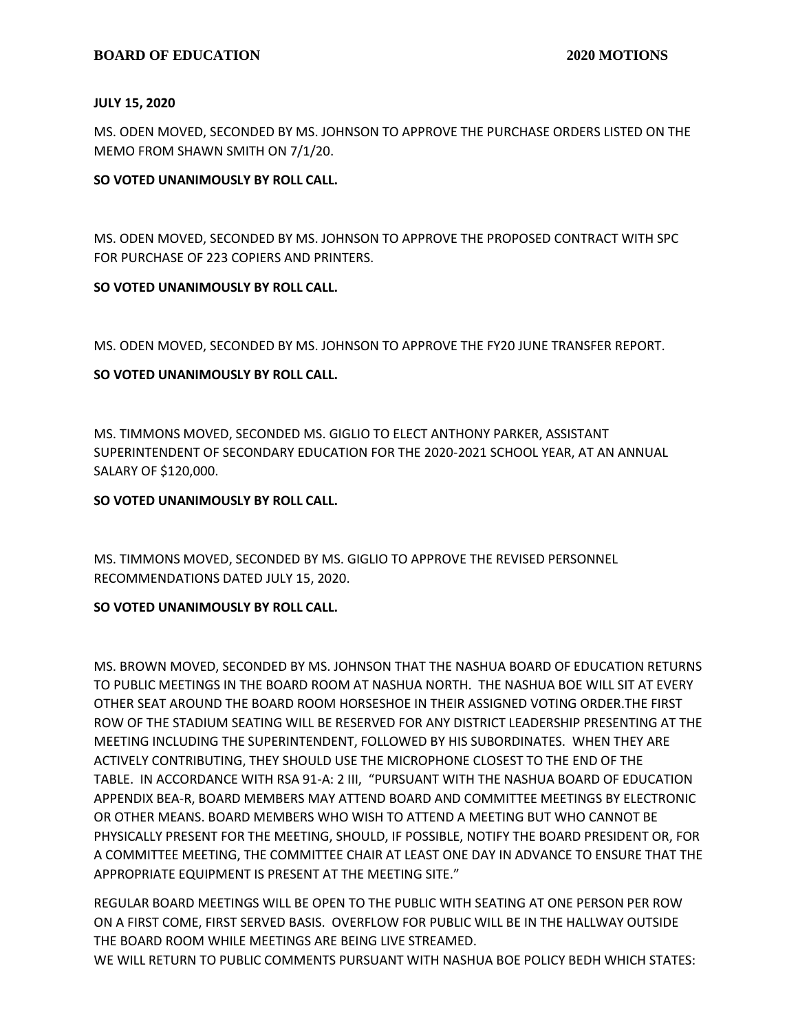**JULY 15, 2020**

MS. ODEN MOVED, SECONDED BY MS. JOHNSON TO APPROVE THE PURCHASE ORDERS LISTED ON THE MEMO FROM SHAWN SMITH ON 7/1/20.

**SO VOTED UNANIMOUSLY BY ROLL CALL.**

MS. ODEN MOVED, SECONDED BY MS. JOHNSON TO APPROVE THE PROPOSED CONTRACT WITH SPC FOR PURCHASE OF 223 COPIERS AND PRINTERS.

**SO VOTED UNANIMOUSLY BY ROLL CALL.**

MS. ODEN MOVED, SECONDED BY MS. JOHNSON TO APPROVE THE FY20 JUNE TRANSFER REPORT.

**SO VOTED UNANIMOUSLY BY ROLL CALL.**

MS. TIMMONS MOVED, SECONDED MS. GIGLIO TO ELECT ANTHONY PARKER, ASSISTANT SUPERINTENDENT OF SECONDARY EDUCATION FOR THE 2020-2021 SCHOOL YEAR, AT AN ANNUAL SALARY OF $120,000.

**SO VOTED UNANIMOUSLY BY ROLL CALL.**

MS. TIMMONS MOVED, SECONDED BY MS. GIGLIO TO APPROVE THE REVISED PERSONNEL RECOMMENDATIONS DATED JULY 15, 2020.

**SO VOTED UNANIMOUSLY BY ROLL CALL.**

MS. BROWN MOVED, SECONDED BY MS. JOHNSON THAT THE NASHUA BOARD OF EDUCATION RETURNS TO PUBLIC MEETINGS IN THE BOARD ROOM AT NASHUA NORTH. THE NASHUA BOE WILL SIT AT EVERY OTHER SEAT AROUND THE BOARD ROOM HORSESHOE IN THEIR ASSIGNED VOTING ORDER.THE FIRST ROW OF THE STADIUM SEATING WILL BE RESERVED FOR ANY DISTRICT LEADERSHIP PRESENTING AT THE MEETING INCLUDING THE SUPERINTENDENT, FOLLOWED BY HIS SUBORDINATES. WHEN THEY ARE ACTIVELY CONTRIBUTING, THEY SHOULD USE THE MICROPHONE CLOSEST TO THE END OF THE TABLE. IN ACCORDANCE WITH RSA 91-A: 2 III, "PURSUANT WITH THE NASHUA BOARD OF EDUCATION APPENDIX BEA-R, BOARD MEMBERS MAY ATTEND BOARD AND COMMITTEE MEETINGS BY ELECTRONIC OR OTHER MEANS. BOARD MEMBERS WHO WISH TO ATTEND A MEETING BUT WHO CANNOT BE PHYSICALLY PRESENT FOR THE MEETING, SHOULD, IF POSSIBLE, NOTIFY THE BOARD PRESIDENT OR, FOR A COMMITTEE MEETING, THE COMMITTEE CHAIR AT LEAST ONE DAY IN ADVANCE TO ENSURE THAT THE APPROPRIATE EQUIPMENT IS PRESENT AT THE MEETING SITE."

REGULAR BOARD MEETINGS WILL BE OPEN TO THE PUBLIC WITH SEATING AT ONE PERSON PER ROW ON A FIRST COME, FIRST SERVED BASIS. OVERFLOW FOR PUBLIC WILL BE IN THE HALLWAY OUTSIDE THE BOARD ROOM WHILE MEETINGS ARE BEING LIVE STREAMED.
WE WILL RETURN TO PUBLIC COMMENTS PURSUANT WITH NASHUA BOE POLICY BEDH WHICH STATES: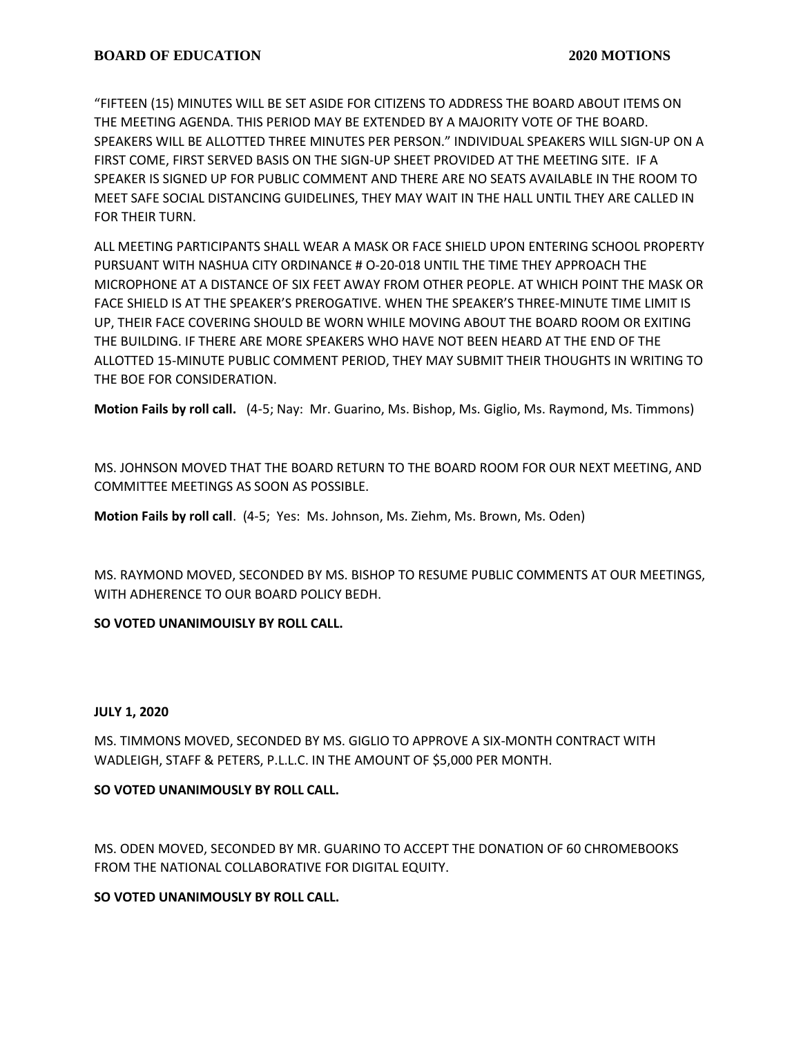"FIFTEEN (15) MINUTES WILL BE SET ASIDE FOR CITIZENS TO ADDRESS THE BOARD ABOUT ITEMS ON THE MEETING AGENDA. THIS PERIOD MAY BE EXTENDED BY A MAJORITY VOTE OF THE BOARD. SPEAKERS WILL BE ALLOTTED THREE MINUTES PER PERSON." INDIVIDUAL SPEAKERS WILL SIGN-UP ON A FIRST COME, FIRST SERVED BASIS ON THE SIGN-UP SHEET PROVIDED AT THE MEETING SITE. IF A SPEAKER IS SIGNED UP FOR PUBLIC COMMENT AND THERE ARE NO SEATS AVAILABLE IN THE ROOM TO MEET SAFE SOCIAL DISTANCING GUIDELINES, THEY MAY WAIT IN THE HALL UNTIL THEY ARE CALLED IN FOR THEIR TURN.

ALL MEETING PARTICIPANTS SHALL WEAR A MASK OR FACE SHIELD UPON ENTERING SCHOOL PROPERTY PURSUANT WITH NASHUA CITY ORDINANCE # O-20-018 UNTIL THE TIME THEY APPROACH THE MICROPHONE AT A DISTANCE OF SIX FEET AWAY FROM OTHER PEOPLE. AT WHICH POINT THE MASK OR FACE SHIELD IS AT THE SPEAKER'S PREROGATIVE. WHEN THE SPEAKER'S THREE-MINUTE TIME LIMIT IS UP, THEIR FACE COVERING SHOULD BE WORN WHILE MOVING ABOUT THE BOARD ROOM OR EXITING THE BUILDING. IF THERE ARE MORE SPEAKERS WHO HAVE NOT BEEN HEARD AT THE END OF THE ALLOTTED 15-MINUTE PUBLIC COMMENT PERIOD, THEY MAY SUBMIT THEIR THOUGHTS IN WRITING TO THE BOE FOR CONSIDERATION.

**Motion Fails by roll call.** (4-5; Nay: Mr. Guarino, Ms. Bishop, Ms. Giglio, Ms. Raymond, Ms. Timmons)

MS. JOHNSON MOVED THAT THE BOARD RETURN TO THE BOARD ROOM FOR OUR NEXT MEETING, AND COMMITTEE MEETINGS AS SOON AS POSSIBLE.

**Motion Fails by roll call**. (4-5; Yes: Ms. Johnson, Ms. Ziehm, Ms. Brown, Ms. Oden)

MS. RAYMOND MOVED, SECONDED BY MS. BISHOP TO RESUME PUBLIC COMMENTS AT OUR MEETINGS, WITH ADHERENCE TO OUR BOARD POLICY BEDH.

**SO VOTED UNANIMOUISLY BY ROLL CALL.**

**JULY 1, 2020**

MS. TIMMONS MOVED, SECONDED BY MS. GIGLIO TO APPROVE A SIX-MONTH CONTRACT WITH WADLEIGH, STAFF & PETERS, P.L.L.C. IN THE AMOUNT OF $5,000 PER MONTH.

**SO VOTED UNANIMOUSLY BY ROLL CALL.**

MS. ODEN MOVED, SECONDED BY MR. GUARINO TO ACCEPT THE DONATION OF 60 CHROMEBOOKS FROM THE NATIONAL COLLABORATIVE FOR DIGITAL EQUITY.

**SO VOTED UNANIMOUSLY BY ROLL CALL.**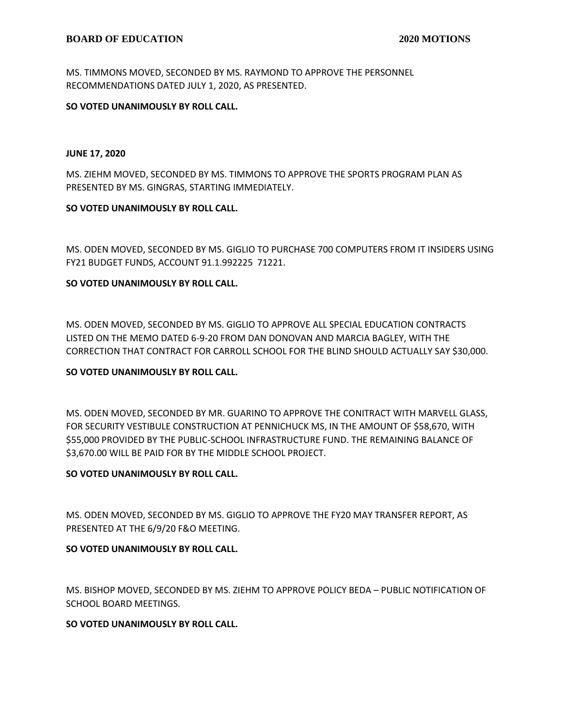MS. TIMMONS MOVED, SECONDED BY MS. RAYMOND TO APPROVE THE PERSONNEL RECOMMENDATIONS DATED JULY 1, 2020, AS PRESENTED.

**SO VOTED UNANIMOUSLY BY ROLL CALL.**

**JUNE 17, 2020**

MS. ZIEHM MOVED, SECONDED BY MS. TIMMONS TO APPROVE THE SPORTS PROGRAM PLAN AS PRESENTED BY MS. GINGRAS, STARTING IMMEDIATELY.

**SO VOTED UNANIMOUSLY BY ROLL CALL.**

MS. ODEN MOVED, SECONDED BY MS. GIGLIO TO PURCHASE 700 COMPUTERS FROM IT INSIDERS USING FY21 BUDGET FUNDS, ACCOUNT 91.1.992225 71221.

**SO VOTED UNANIMOUSLY BY ROLL CALL.**

MS. ODEN MOVED, SECONDED BY MS. GIGLIO TO APPROVE ALL SPECIAL EDUCATION CONTRACTS LISTED ON THE MEMO DATED 6-9-20 FROM DAN DONOVAN AND MARCIA BAGLEY, WITH THE CORRECTION THAT CONTRACT FOR CARROLL SCHOOL FOR THE BLIND SHOULD ACTUALLY SAY $30,000.

**SO VOTED UNANIMOUSLY BY ROLL CALL.**

MS. ODEN MOVED, SECONDED BY MR. GUARINO TO APPROVE THE CONITRACT WITH MARVELL GLASS, FOR SECURITY VESTIBULE CONSTRUCTION AT PENNICHUCK MS, IN THE AMOUNT OF $58,670, WITH $55,000 PROVIDED BY THE PUBLIC-SCHOOL INFRASTRUCTURE FUND. THE REMAINING BALANCE OF $3,670.00 WILL BE PAID FOR BY THE MIDDLE SCHOOL PROJECT.

**SO VOTED UNANIMOUSLY BY ROLL CALL.**

MS. ODEN MOVED, SECONDED BY MS. GIGLIO TO APPROVE THE FY20 MAY TRANSFER REPORT, AS PRESENTED AT THE 6/9/20 F&O MEETING.

**SO VOTED UNANIMOUSLY BY ROLL CALL.**

MS. BISHOP MOVED, SECONDED BY MS. ZIEHM TO APPROVE POLICY BEDA – PUBLIC NOTIFICATION OF SCHOOL BOARD MEETINGS.

**SO VOTED UNANIMOUSLY BY ROLL CALL.**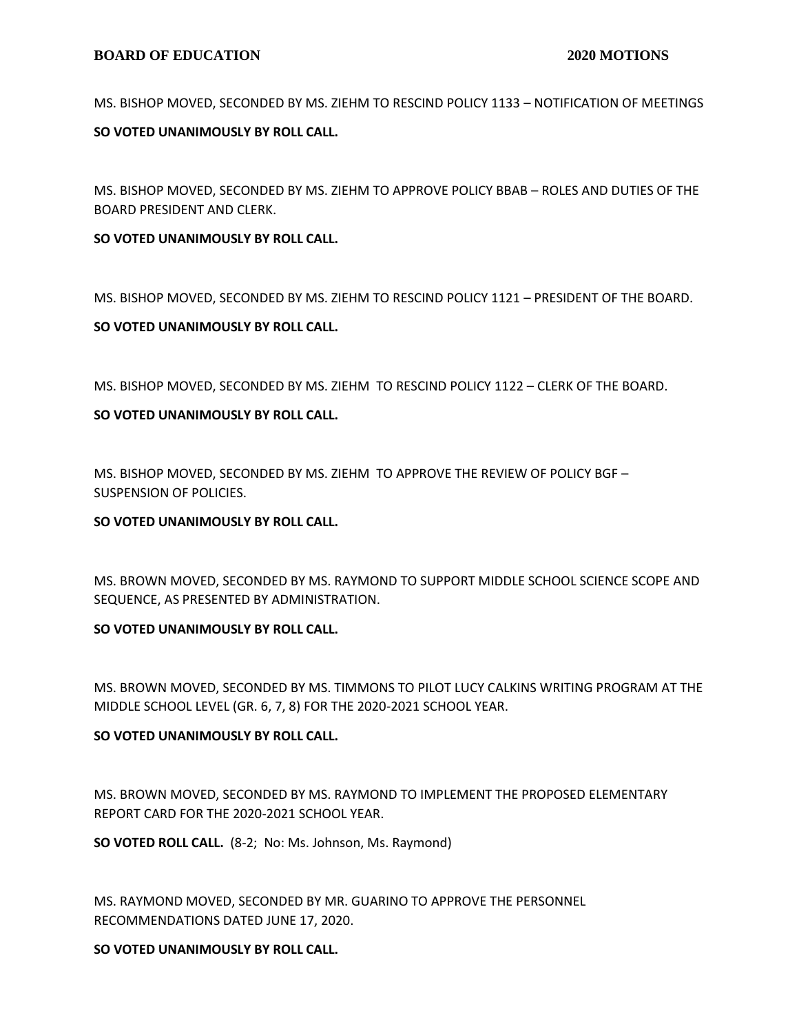MS. BISHOP MOVED, SECONDED BY MS. ZIEHM TO RESCIND POLICY 1133 – NOTIFICATION OF MEETINGS

**SO VOTED UNANIMOUSLY BY ROLL CALL.**

MS. BISHOP MOVED, SECONDED BY MS. ZIEHM TO APPROVE POLICY BBAB – ROLES AND DUTIES OF THE BOARD PRESIDENT AND CLERK.

**SO VOTED UNANIMOUSLY BY ROLL CALL.**

MS. BISHOP MOVED, SECONDED BY MS. ZIEHM TO RESCIND POLICY 1121 – PRESIDENT OF THE BOARD.

**SO VOTED UNANIMOUSLY BY ROLL CALL.**

MS. BISHOP MOVED, SECONDED BY MS. ZIEHM TO RESCIND POLICY 1122 – CLERK OF THE BOARD.

**SO VOTED UNANIMOUSLY BY ROLL CALL.**

MS. BISHOP MOVED, SECONDED BY MS. ZIEHM TO APPROVE THE REVIEW OF POLICY BGF – SUSPENSION OF POLICIES.

**SO VOTED UNANIMOUSLY BY ROLL CALL.**

MS. BROWN MOVED, SECONDED BY MS. RAYMOND TO SUPPORT MIDDLE SCHOOL SCIENCE SCOPE AND SEQUENCE, AS PRESENTED BY ADMINISTRATION.

**SO VOTED UNANIMOUSLY BY ROLL CALL.**

MS. BROWN MOVED, SECONDED BY MS. TIMMONS TO PILOT LUCY CALKINS WRITING PROGRAM AT THE MIDDLE SCHOOL LEVEL (GR. 6, 7, 8) FOR THE 2020-2021 SCHOOL YEAR.

**SO VOTED UNANIMOUSLY BY ROLL CALL.**

MS. BROWN MOVED, SECONDED BY MS. RAYMOND TO IMPLEMENT THE PROPOSED ELEMENTARY REPORT CARD FOR THE 2020-2021 SCHOOL YEAR.

**SO VOTED ROLL CALL.** (8-2; No: Ms. Johnson, Ms. Raymond)

MS. RAYMOND MOVED, SECONDED BY MR. GUARINO TO APPROVE THE PERSONNEL RECOMMENDATIONS DATED JUNE 17, 2020.

**SO VOTED UNANIMOUSLY BY ROLL CALL.**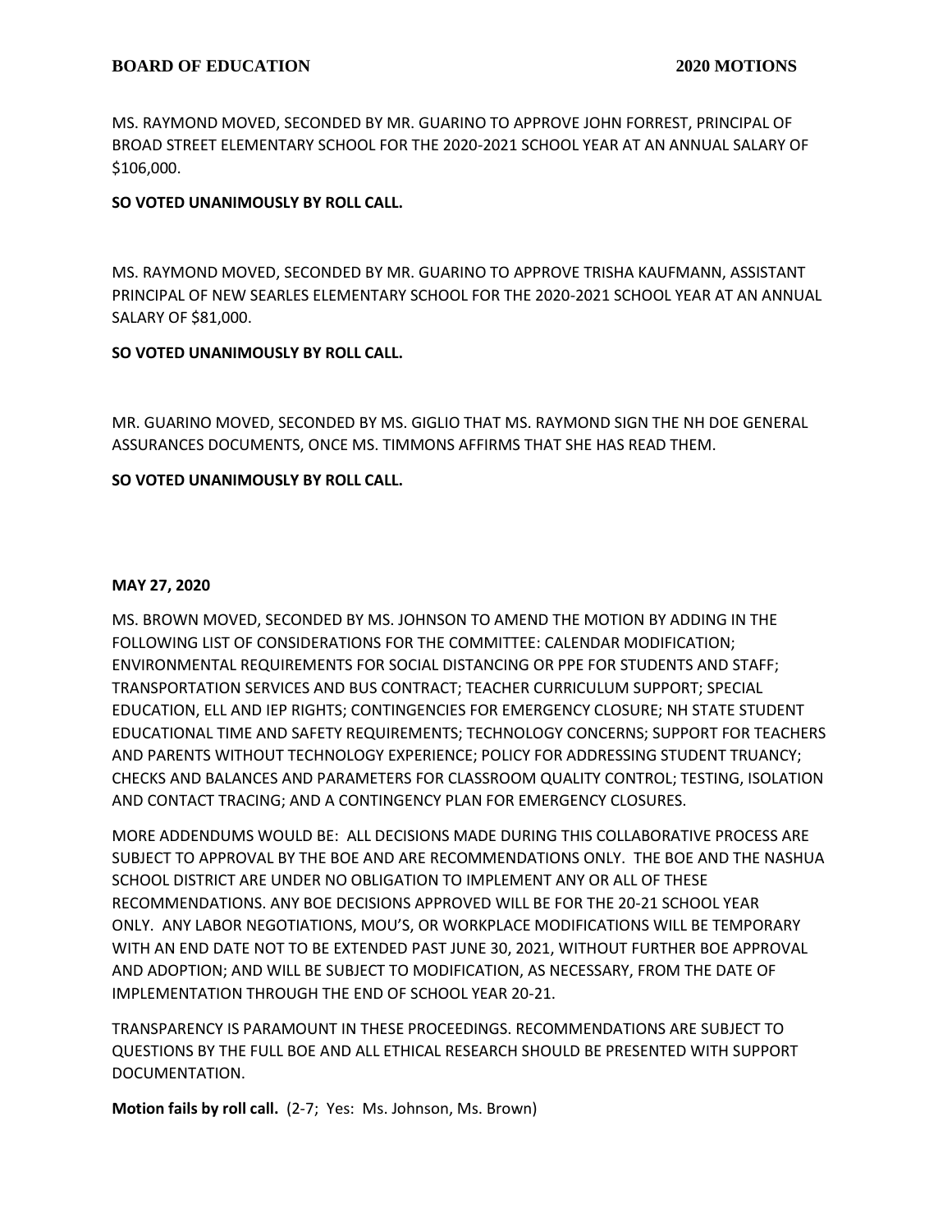MS. RAYMOND MOVED, SECONDED BY MR. GUARINO TO APPROVE JOHN FORREST, PRINCIPAL OF BROAD STREET ELEMENTARY SCHOOL FOR THE 2020-2021 SCHOOL YEAR AT AN ANNUAL SALARY OF $106,000.

**SO VOTED UNANIMOUSLY BY ROLL CALL.**

MS. RAYMOND MOVED, SECONDED BY MR. GUARINO TO APPROVE TRISHA KAUFMANN, ASSISTANT PRINCIPAL OF NEW SEARLES ELEMENTARY SCHOOL FOR THE 2020-2021 SCHOOL YEAR AT AN ANNUAL SALARY OF $81,000.

**SO VOTED UNANIMOUSLY BY ROLL CALL.**

MR. GUARINO MOVED, SECONDED BY MS. GIGLIO THAT MS. RAYMOND SIGN THE NH DOE GENERAL ASSURANCES DOCUMENTS, ONCE MS. TIMMONS AFFIRMS THAT SHE HAS READ THEM.

**SO VOTED UNANIMOUSLY BY ROLL CALL.**

**MAY 27, 2020**

MS. BROWN MOVED, SECONDED BY MS. JOHNSON TO AMEND THE MOTION BY ADDING IN THE FOLLOWING LIST OF CONSIDERATIONS FOR THE COMMITTEE: CALENDAR MODIFICATION; ENVIRONMENTAL REQUIREMENTS FOR SOCIAL DISTANCING OR PPE FOR STUDENTS AND STAFF; TRANSPORTATION SERVICES AND BUS CONTRACT; TEACHER CURRICULUM SUPPORT; SPECIAL EDUCATION, ELL AND IEP RIGHTS; CONTINGENCIES FOR EMERGENCY CLOSURE; NH STATE STUDENT EDUCATIONAL TIME AND SAFETY REQUIREMENTS; TECHNOLOGY CONCERNS; SUPPORT FOR TEACHERS AND PARENTS WITHOUT TECHNOLOGY EXPERIENCE; POLICY FOR ADDRESSING STUDENT TRUANCY; CHECKS AND BALANCES AND PARAMETERS FOR CLASSROOM QUALITY CONTROL; TESTING, ISOLATION AND CONTACT TRACING; AND A CONTINGENCY PLAN FOR EMERGENCY CLOSURES.

MORE ADDENDUMS WOULD BE: ALL DECISIONS MADE DURING THIS COLLABORATIVE PROCESS ARE SUBJECT TO APPROVAL BY THE BOE AND ARE RECOMMENDATIONS ONLY. THE BOE AND THE NASHUA SCHOOL DISTRICT ARE UNDER NO OBLIGATION TO IMPLEMENT ANY OR ALL OF THESE RECOMMENDATIONS. ANY BOE DECISIONS APPROVED WILL BE FOR THE 20-21 SCHOOL YEAR ONLY. ANY LABOR NEGOTIATIONS, MOU'S, OR WORKPLACE MODIFICATIONS WILL BE TEMPORARY WITH AN END DATE NOT TO BE EXTENDED PAST JUNE 30, 2021, WITHOUT FURTHER BOE APPROVAL AND ADOPTION; AND WILL BE SUBJECT TO MODIFICATION, AS NECESSARY, FROM THE DATE OF IMPLEMENTATION THROUGH THE END OF SCHOOL YEAR 20-21.

TRANSPARENCY IS PARAMOUNT IN THESE PROCEEDINGS. RECOMMENDATIONS ARE SUBJECT TO QUESTIONS BY THE FULL BOE AND ALL ETHICAL RESEARCH SHOULD BE PRESENTED WITH SUPPORT DOCUMENTATION.

**Motion fails by roll call.** (2-7; Yes: Ms. Johnson, Ms. Brown)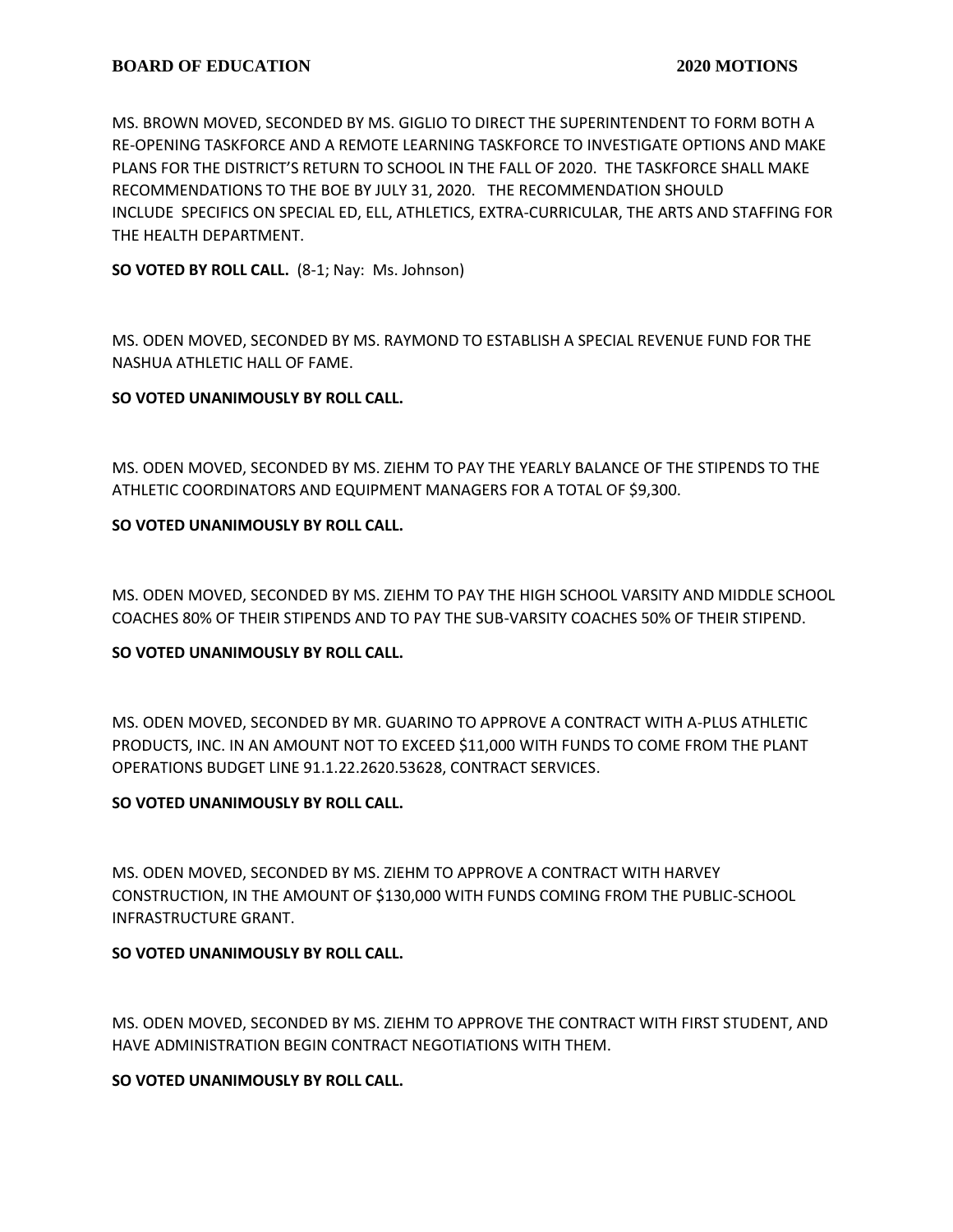MS. BROWN MOVED, SECONDED BY MS. GIGLIO TO DIRECT THE SUPERINTENDENT TO FORM BOTH A RE-OPENING TASKFORCE AND A REMOTE LEARNING TASKFORCE TO INVESTIGATE OPTIONS AND MAKE PLANS FOR THE DISTRICT'S RETURN TO SCHOOL IN THE FALL OF 2020. THE TASKFORCE SHALL MAKE RECOMMENDATIONS TO THE BOE BY JULY 31, 2020. THE RECOMMENDATION SHOULD INCLUDE SPECIFICS ON SPECIAL ED, ELL, ATHLETICS, EXTRA-CURRICULAR, THE ARTS AND STAFFING FOR THE HEALTH DEPARTMENT.

**SO VOTED BY ROLL CALL.** (8-1; Nay: Ms. Johnson)

MS. ODEN MOVED, SECONDED BY MS. RAYMOND TO ESTABLISH A SPECIAL REVENUE FUND FOR THE NASHUA ATHLETIC HALL OF FAME.

**SO VOTED UNANIMOUSLY BY ROLL CALL.**

MS. ODEN MOVED, SECONDED BY MS. ZIEHM TO PAY THE YEARLY BALANCE OF THE STIPENDS TO THE ATHLETIC COORDINATORS AND EQUIPMENT MANAGERS FOR A TOTAL OF $9,300.

**SO VOTED UNANIMOUSLY BY ROLL CALL.**

MS. ODEN MOVED, SECONDED BY MS. ZIEHM TO PAY THE HIGH SCHOOL VARSITY AND MIDDLE SCHOOL COACHES 80% OF THEIR STIPENDS AND TO PAY THE SUB-VARSITY COACHES 50% OF THEIR STIPEND.

**SO VOTED UNANIMOUSLY BY ROLL CALL.**

MS. ODEN MOVED, SECONDED BY MR. GUARINO TO APPROVE A CONTRACT WITH A-PLUS ATHLETIC PRODUCTS, INC. IN AN AMOUNT NOT TO EXCEED $11,000 WITH FUNDS TO COME FROM THE PLANT OPERATIONS BUDGET LINE 91.1.22.2620.53628, CONTRACT SERVICES.

**SO VOTED UNANIMOUSLY BY ROLL CALL.**

MS. ODEN MOVED, SECONDED BY MS. ZIEHM TO APPROVE A CONTRACT WITH HARVEY CONSTRUCTION, IN THE AMOUNT OF $130,000 WITH FUNDS COMING FROM THE PUBLIC-SCHOOL INFRASTRUCTURE GRANT.

**SO VOTED UNANIMOUSLY BY ROLL CALL.**

MS. ODEN MOVED, SECONDED BY MS. ZIEHM TO APPROVE THE CONTRACT WITH FIRST STUDENT, AND HAVE ADMINISTRATION BEGIN CONTRACT NEGOTIATIONS WITH THEM.

**SO VOTED UNANIMOUSLY BY ROLL CALL.**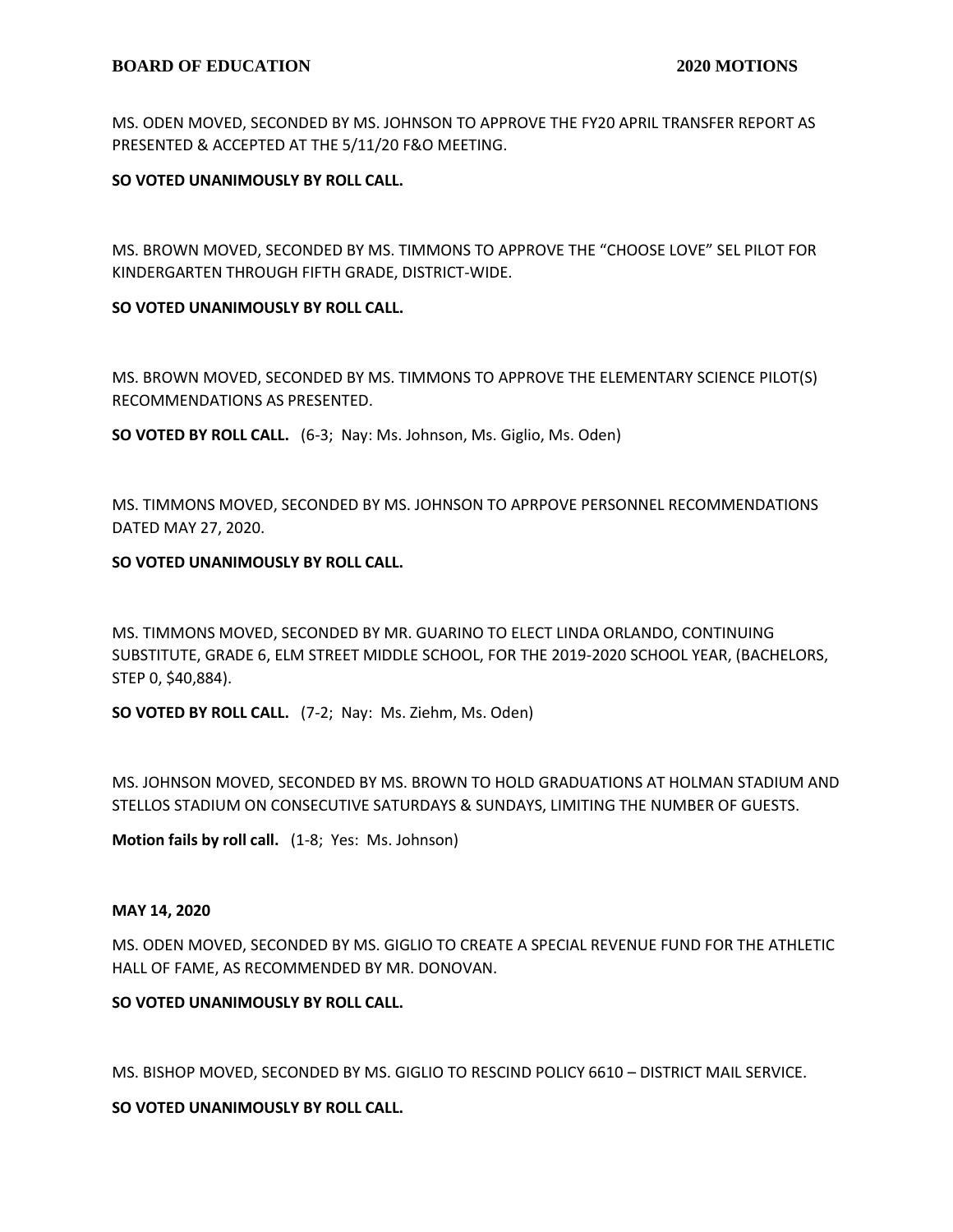MS. ODEN MOVED, SECONDED BY MS. JOHNSON TO APPROVE THE FY20 APRIL TRANSFER REPORT AS PRESENTED & ACCEPTED AT THE 5/11/20 F&O MEETING.

**SO VOTED UNANIMOUSLY BY ROLL CALL.**

MS. BROWN MOVED, SECONDED BY MS. TIMMONS TO APPROVE THE "CHOOSE LOVE" SEL PILOT FOR KINDERGARTEN THROUGH FIFTH GRADE, DISTRICT-WIDE.

**SO VOTED UNANIMOUSLY BY ROLL CALL.**

MS. BROWN MOVED, SECONDED BY MS. TIMMONS TO APPROVE THE ELEMENTARY SCIENCE PILOT(S) RECOMMENDATIONS AS PRESENTED.

**SO VOTED BY ROLL CALL.** (6-3; Nay: Ms. Johnson, Ms. Giglio, Ms. Oden)

MS. TIMMONS MOVED, SECONDED BY MS. JOHNSON TO APRPOVE PERSONNEL RECOMMENDATIONS DATED MAY 27, 2020.

**SO VOTED UNANIMOUSLY BY ROLL CALL.**

MS. TIMMONS MOVED, SECONDED BY MR. GUARINO TO ELECT LINDA ORLANDO, CONTINUING SUBSTITUTE, GRADE 6, ELM STREET MIDDLE SCHOOL, FOR THE 2019-2020 SCHOOL YEAR, (BACHELORS, STEP 0, $40,884).

**SO VOTED BY ROLL CALL.** (7-2; Nay: Ms. Ziehm, Ms. Oden)

MS. JOHNSON MOVED, SECONDED BY MS. BROWN TO HOLD GRADUATIONS AT HOLMAN STADIUM AND STELLOS STADIUM ON CONSECUTIVE SATURDAYS & SUNDAYS, LIMITING THE NUMBER OF GUESTS.

**Motion fails by roll call.** (1-8; Yes: Ms. Johnson)

**MAY 14, 2020**

MS. ODEN MOVED, SECONDED BY MS. GIGLIO TO CREATE A SPECIAL REVENUE FUND FOR THE ATHLETIC HALL OF FAME, AS RECOMMENDED BY MR. DONOVAN.

**SO VOTED UNANIMOUSLY BY ROLL CALL.**

MS. BISHOP MOVED, SECONDED BY MS. GIGLIO TO RESCIND POLICY 6610 – DISTRICT MAIL SERVICE.

**SO VOTED UNANIMOUSLY BY ROLL CALL.**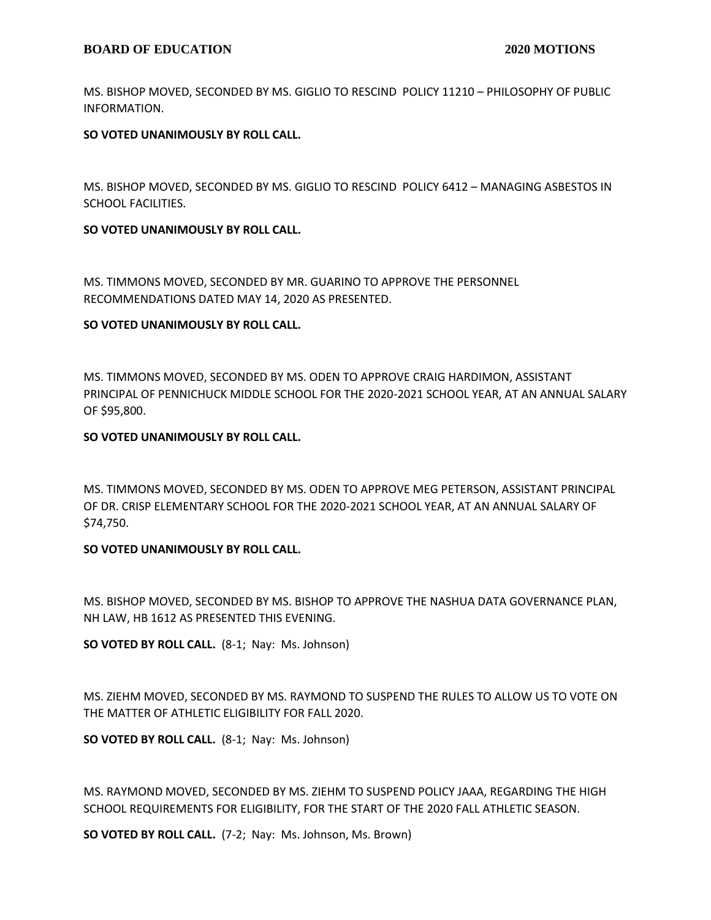MS. BISHOP MOVED, SECONDED BY MS. GIGLIO TO RESCIND POLICY 11210 – PHILOSOPHY OF PUBLIC INFORMATION.

**SO VOTED UNANIMOUSLY BY ROLL CALL.**

MS. BISHOP MOVED, SECONDED BY MS. GIGLIO TO RESCIND POLICY 6412 – MANAGING ASBESTOS IN SCHOOL FACILITIES.

**SO VOTED UNANIMOUSLY BY ROLL CALL.**

MS. TIMMONS MOVED, SECONDED BY MR. GUARINO TO APPROVE THE PERSONNEL RECOMMENDATIONS DATED MAY 14, 2020 AS PRESENTED.

**SO VOTED UNANIMOUSLY BY ROLL CALL.**

MS. TIMMONS MOVED, SECONDED BY MS. ODEN TO APPROVE CRAIG HARDIMON, ASSISTANT PRINCIPAL OF PENNICHUCK MIDDLE SCHOOL FOR THE 2020-2021 SCHOOL YEAR, AT AN ANNUAL SALARY OF $95,800.

**SO VOTED UNANIMOUSLY BY ROLL CALL.**

MS. TIMMONS MOVED, SECONDED BY MS. ODEN TO APPROVE MEG PETERSON, ASSISTANT PRINCIPAL OF DR. CRISP ELEMENTARY SCHOOL FOR THE 2020-2021 SCHOOL YEAR, AT AN ANNUAL SALARY OF $74,750.

**SO VOTED UNANIMOUSLY BY ROLL CALL.**

MS. BISHOP MOVED, SECONDED BY MS. BISHOP TO APPROVE THE NASHUA DATA GOVERNANCE PLAN, NH LAW, HB 1612 AS PRESENTED THIS EVENING.

**SO VOTED BY ROLL CALL.** (8-1; Nay: Ms. Johnson)

MS. ZIEHM MOVED, SECONDED BY MS. RAYMOND TO SUSPEND THE RULES TO ALLOW US TO VOTE ON THE MATTER OF ATHLETIC ELIGIBILITY FOR FALL 2020.

**SO VOTED BY ROLL CALL.** (8-1; Nay: Ms. Johnson)

MS. RAYMOND MOVED, SECONDED BY MS. ZIEHM TO SUSPEND POLICY JAAA, REGARDING THE HIGH SCHOOL REQUIREMENTS FOR ELIGIBILITY, FOR THE START OF THE 2020 FALL ATHLETIC SEASON.

**SO VOTED BY ROLL CALL.** (7-2; Nay: Ms. Johnson, Ms. Brown)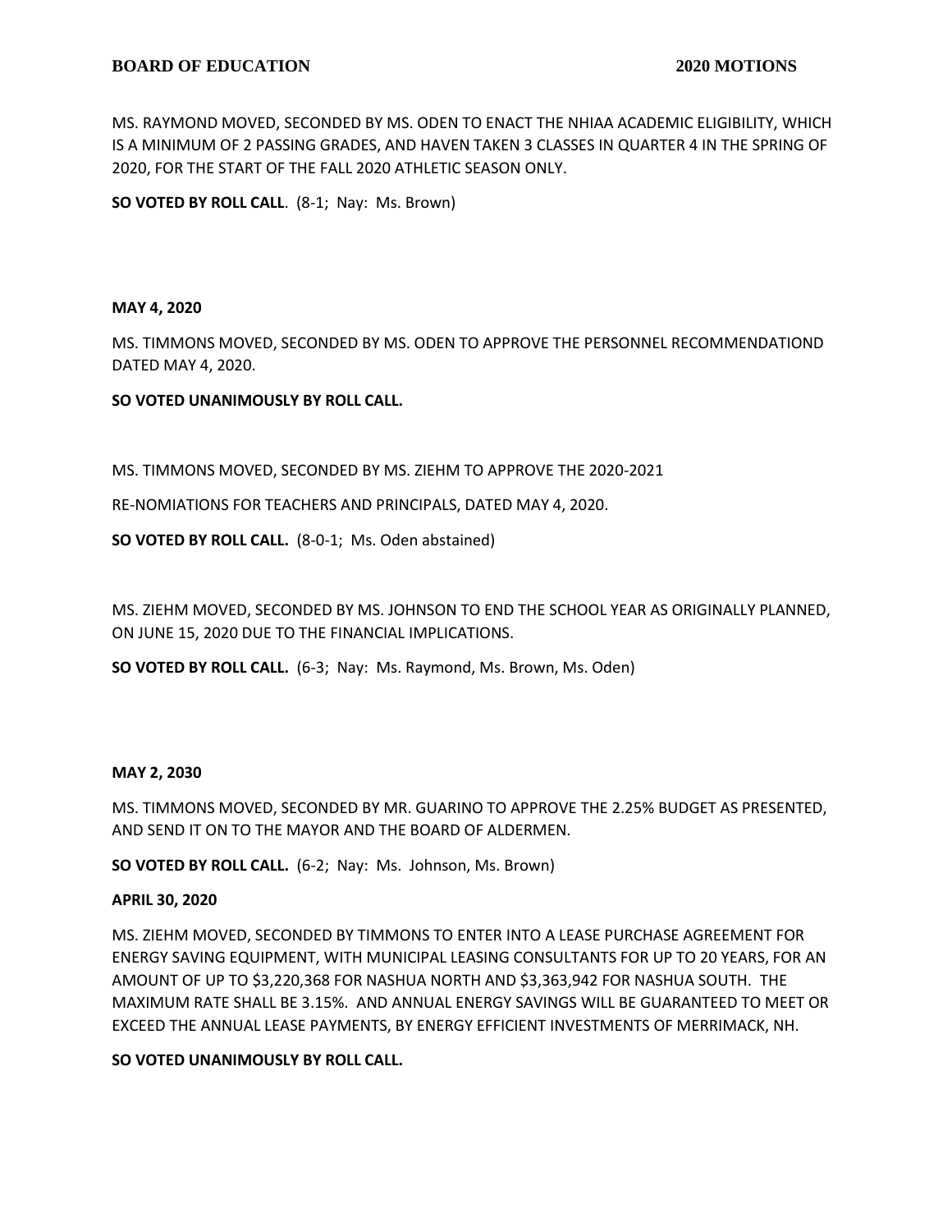MS. RAYMOND MOVED, SECONDED BY MS. ODEN TO ENACT THE NHIAA ACADEMIC ELIGIBILITY, WHICH IS A MINIMUM OF 2 PASSING GRADES, AND HAVEN TAKEN 3 CLASSES IN QUARTER 4 IN THE SPRING OF 2020, FOR THE START OF THE FALL 2020 ATHLETIC SEASON ONLY.

**SO VOTED BY ROLL CALL**. (8-1; Nay: Ms. Brown)

**MAY 4, 2020**

MS. TIMMONS MOVED, SECONDED BY MS. ODEN TO APPROVE THE PERSONNEL RECOMMENDATIOND DATED MAY 4, 2020.

**SO VOTED UNANIMOUSLY BY ROLL CALL.**

MS. TIMMONS MOVED, SECONDED BY MS. ZIEHM TO APPROVE THE 2020-2021

RE-NOMIATIONS FOR TEACHERS AND PRINCIPALS, DATED MAY 4, 2020.

**SO VOTED BY ROLL CALL.** (8-0-1; Ms. Oden abstained)

MS. ZIEHM MOVED, SECONDED BY MS. JOHNSON TO END THE SCHOOL YEAR AS ORIGINALLY PLANNED, ON JUNE 15, 2020 DUE TO THE FINANCIAL IMPLICATIONS.

**SO VOTED BY ROLL CALL.** (6-3; Nay: Ms. Raymond, Ms. Brown, Ms. Oden)

**MAY 2, 2030**

MS. TIMMONS MOVED, SECONDED BY MR. GUARINO TO APPROVE THE 2.25% BUDGET AS PRESENTED, AND SEND IT ON TO THE MAYOR AND THE BOARD OF ALDERMEN.

**SO VOTED BY ROLL CALL.** (6-2; Nay: Ms. Johnson, Ms. Brown)

**APRIL 30, 2020**

MS. ZIEHM MOVED, SECONDED BY TIMMONS TO ENTER INTO A LEASE PURCHASE AGREEMENT FOR ENERGY SAVING EQUIPMENT, WITH MUNICIPAL LEASING CONSULTANTS FOR UP TO 20 YEARS, FOR AN AMOUNT OF UP TO $3,220,368 FOR NASHUA NORTH AND $3,363,942 FOR NASHUA SOUTH. THE MAXIMUM RATE SHALL BE 3.15%. AND ANNUAL ENERGY SAVINGS WILL BE GUARANTEED TO MEET OR EXCEED THE ANNUAL LEASE PAYMENTS, BY ENERGY EFFICIENT INVESTMENTS OF MERRIMACK, NH.

**SO VOTED UNANIMOUSLY BY ROLL CALL.**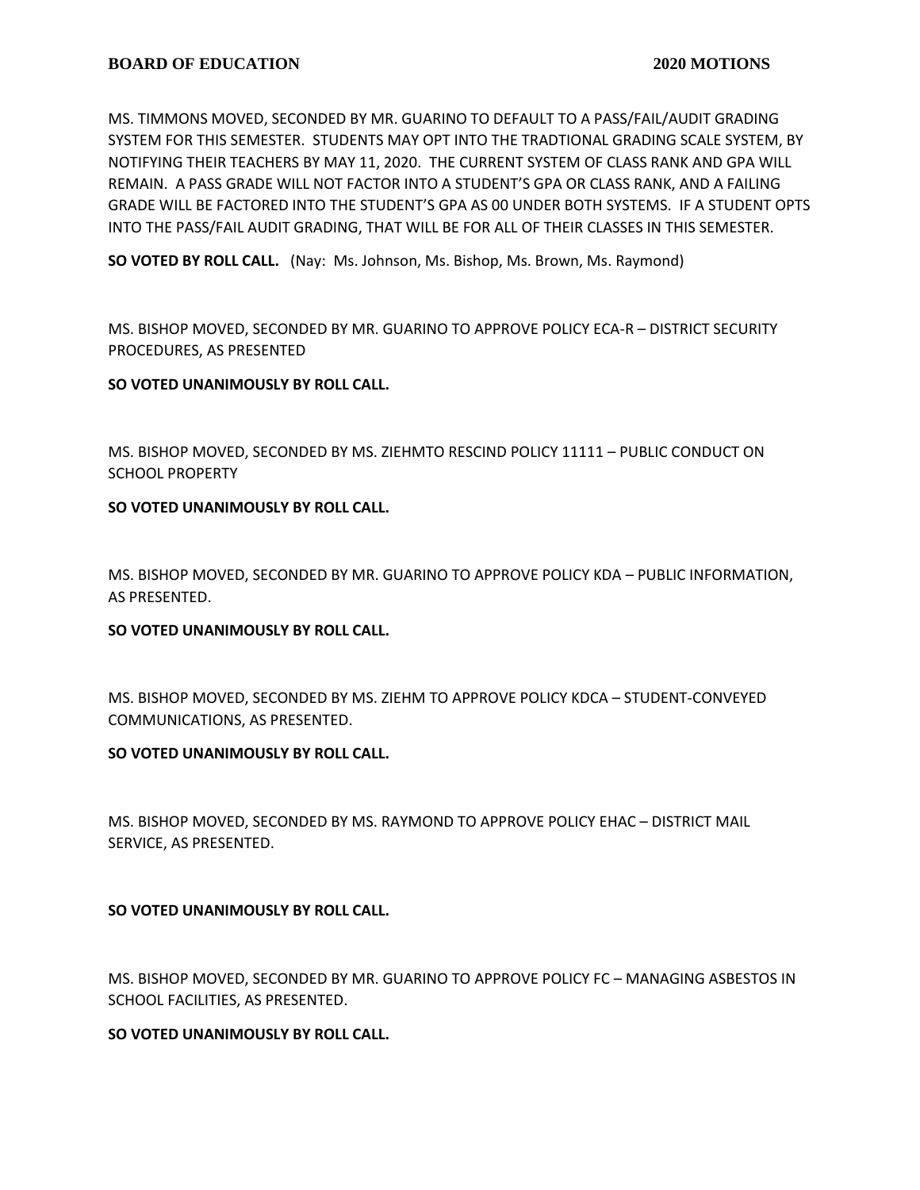MS. TIMMONS MOVED, SECONDED BY MR. GUARINO TO DEFAULT TO A PASS/FAIL/AUDIT GRADING SYSTEM FOR THIS SEMESTER. STUDENTS MAY OPT INTO THE TRADTIONAL GRADING SCALE SYSTEM, BY NOTIFYING THEIR TEACHERS BY MAY 11, 2020. THE CURRENT SYSTEM OF CLASS RANK AND GPA WILL REMAIN. A PASS GRADE WILL NOT FACTOR INTO A STUDENT'S GPA OR CLASS RANK, AND A FAILING GRADE WILL BE FACTORED INTO THE STUDENT'S GPA AS 00 UNDER BOTH SYSTEMS. IF A STUDENT OPTS INTO THE PASS/FAIL AUDIT GRADING, THAT WILL BE FOR ALL OF THEIR CLASSES IN THIS SEMESTER.

**SO VOTED BY ROLL CALL.** (Nay: Ms. Johnson, Ms. Bishop, Ms. Brown, Ms. Raymond)

MS. BISHOP MOVED, SECONDED BY MR. GUARINO TO APPROVE POLICY ECA-R – DISTRICT SECURITY PROCEDURES, AS PRESENTED

**SO VOTED UNANIMOUSLY BY ROLL CALL.**

MS. BISHOP MOVED, SECONDED BY MS. ZIEHMTO RESCIND POLICY 11111 – PUBLIC CONDUCT ON SCHOOL PROPERTY

**SO VOTED UNANIMOUSLY BY ROLL CALL.**

MS. BISHOP MOVED, SECONDED BY MR. GUARINO TO APPROVE POLICY KDA – PUBLIC INFORMATION, AS PRESENTED.

**SO VOTED UNANIMOUSLY BY ROLL CALL.**

MS. BISHOP MOVED, SECONDED BY MS. ZIEHM TO APPROVE POLICY KDCA – STUDENT-CONVEYED COMMUNICATIONS, AS PRESENTED.

**SO VOTED UNANIMOUSLY BY ROLL CALL.**

MS. BISHOP MOVED, SECONDED BY MS. RAYMOND TO APPROVE POLICY EHAC – DISTRICT MAIL SERVICE, AS PRESENTED.

**SO VOTED UNANIMOUSLY BY ROLL CALL.**

MS. BISHOP MOVED, SECONDED BY MR. GUARINO TO APPROVE POLICY FC – MANAGING ASBESTOS IN SCHOOL FACILITIES, AS PRESENTED.

**SO VOTED UNANIMOUSLY BY ROLL CALL.**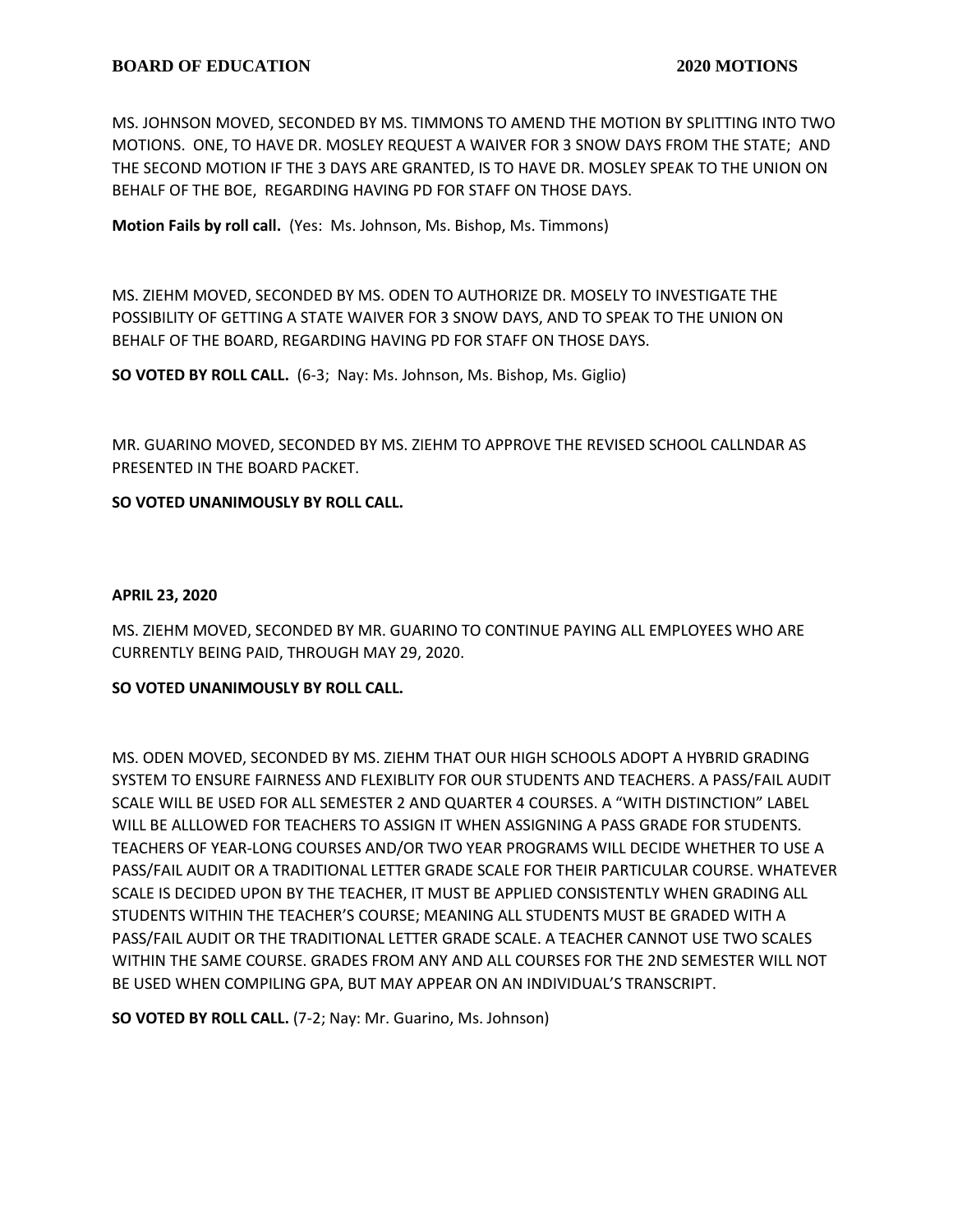MS. JOHNSON MOVED, SECONDED BY MS. TIMMONS TO AMEND THE MOTION BY SPLITTING INTO TWO MOTIONS. ONE, TO HAVE DR. MOSLEY REQUEST A WAIVER FOR 3 SNOW DAYS FROM THE STATE; AND THE SECOND MOTION IF THE 3 DAYS ARE GRANTED, IS TO HAVE DR. MOSLEY SPEAK TO THE UNION ON BEHALF OF THE BOE, REGARDING HAVING PD FOR STAFF ON THOSE DAYS.

**Motion Fails by roll call.** (Yes: Ms. Johnson, Ms. Bishop, Ms. Timmons)

MS. ZIEHM MOVED, SECONDED BY MS. ODEN TO AUTHORIZE DR. MOSELY TO INVESTIGATE THE POSSIBILITY OF GETTING A STATE WAIVER FOR 3 SNOW DAYS, AND TO SPEAK TO THE UNION ON BEHALF OF THE BOARD, REGARDING HAVING PD FOR STAFF ON THOSE DAYS.

**SO VOTED BY ROLL CALL.** (6-3; Nay: Ms. Johnson, Ms. Bishop, Ms. Giglio)

MR. GUARINO MOVED, SECONDED BY MS. ZIEHM TO APPROVE THE REVISED SCHOOL CALLNDAR AS PRESENTED IN THE BOARD PACKET.

**SO VOTED UNANIMOUSLY BY ROLL CALL.**

**APRIL 23, 2020**

MS. ZIEHM MOVED, SECONDED BY MR. GUARINO TO CONTINUE PAYING ALL EMPLOYEES WHO ARE CURRENTLY BEING PAID, THROUGH MAY 29, 2020.

**SO VOTED UNANIMOUSLY BY ROLL CALL.**

MS. ODEN MOVED, SECONDED BY MS. ZIEHM THAT OUR HIGH SCHOOLS ADOPT A HYBRID GRADING SYSTEM TO ENSURE FAIRNESS AND FLEXIBLITY FOR OUR STUDENTS AND TEACHERS. A PASS/FAIL AUDIT SCALE WILL BE USED FOR ALL SEMESTER 2 AND QUARTER 4 COURSES. A "WITH DISTINCTION" LABEL WILL BE ALLLOWED FOR TEACHERS TO ASSIGN IT WHEN ASSIGNING A PASS GRADE FOR STUDENTS. TEACHERS OF YEAR-LONG COURSES AND/OR TWO YEAR PROGRAMS WILL DECIDE WHETHER TO USE A PASS/FAIL AUDIT OR A TRADITIONAL LETTER GRADE SCALE FOR THEIR PARTICULAR COURSE. WHATEVER SCALE IS DECIDED UPON BY THE TEACHER, IT MUST BE APPLIED CONSISTENTLY WHEN GRADING ALL STUDENTS WITHIN THE TEACHER'S COURSE; MEANING ALL STUDENTS MUST BE GRADED WITH A PASS/FAIL AUDIT OR THE TRADITIONAL LETTER GRADE SCALE. A TEACHER CANNOT USE TWO SCALES WITHIN THE SAME COURSE. GRADES FROM ANY AND ALL COURSES FOR THE 2ND SEMESTER WILL NOT BE USED WHEN COMPILING GPA, BUT MAY APPEAR ON AN INDIVIDUAL'S TRANSCRIPT.

**SO VOTED BY ROLL CALL.** (7-2; Nay: Mr. Guarino, Ms. Johnson)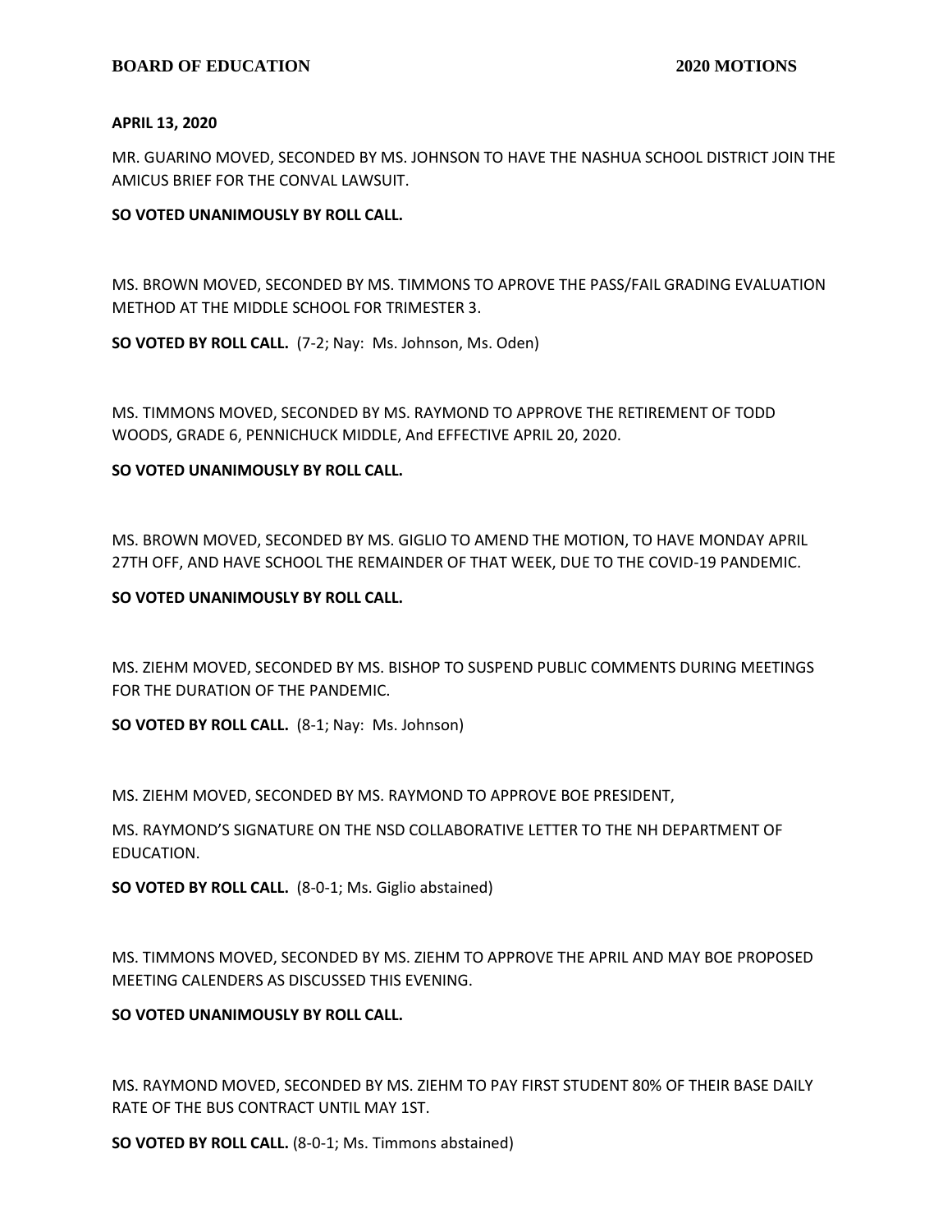**APRIL 13, 2020**

MR. GUARINO MOVED, SECONDED BY MS. JOHNSON TO HAVE THE NASHUA SCHOOL DISTRICT JOIN THE AMICUS BRIEF FOR THE CONVAL LAWSUIT.

**SO VOTED UNANIMOUSLY BY ROLL CALL.**

MS. BROWN MOVED, SECONDED BY MS. TIMMONS TO APROVE THE PASS/FAIL GRADING EVALUATION METHOD AT THE MIDDLE SCHOOL FOR TRIMESTER 3.

**SO VOTED BY ROLL CALL.** (7-2; Nay: Ms. Johnson, Ms. Oden)

MS. TIMMONS MOVED, SECONDED BY MS. RAYMOND TO APPROVE THE RETIREMENT OF TODD WOODS, GRADE 6, PENNICHUCK MIDDLE, And EFFECTIVE APRIL 20, 2020.

**SO VOTED UNANIMOUSLY BY ROLL CALL.**

MS. BROWN MOVED, SECONDED BY MS. GIGLIO TO AMEND THE MOTION, TO HAVE MONDAY APRIL 27TH OFF, AND HAVE SCHOOL THE REMAINDER OF THAT WEEK, DUE TO THE COVID-19 PANDEMIC.

**SO VOTED UNANIMOUSLY BY ROLL CALL.**

MS. ZIEHM MOVED, SECONDED BY MS. BISHOP TO SUSPEND PUBLIC COMMENTS DURING MEETINGS FOR THE DURATION OF THE PANDEMIC.

**SO VOTED BY ROLL CALL.** (8-1; Nay: Ms. Johnson)

MS. ZIEHM MOVED, SECONDED BY MS. RAYMOND TO APPROVE BOE PRESIDENT,

MS. RAYMOND'S SIGNATURE ON THE NSD COLLABORATIVE LETTER TO THE NH DEPARTMENT OF EDUCATION.

**SO VOTED BY ROLL CALL.** (8-0-1; Ms. Giglio abstained)

MS. TIMMONS MOVED, SECONDED BY MS. ZIEHM TO APPROVE THE APRIL AND MAY BOE PROPOSED MEETING CALENDERS AS DISCUSSED THIS EVENING.

**SO VOTED UNANIMOUSLY BY ROLL CALL.**

MS. RAYMOND MOVED, SECONDED BY MS. ZIEHM TO PAY FIRST STUDENT 80% OF THEIR BASE DAILY RATE OF THE BUS CONTRACT UNTIL MAY 1ST.

**SO VOTED BY ROLL CALL.** (8-0-1; Ms. Timmons abstained)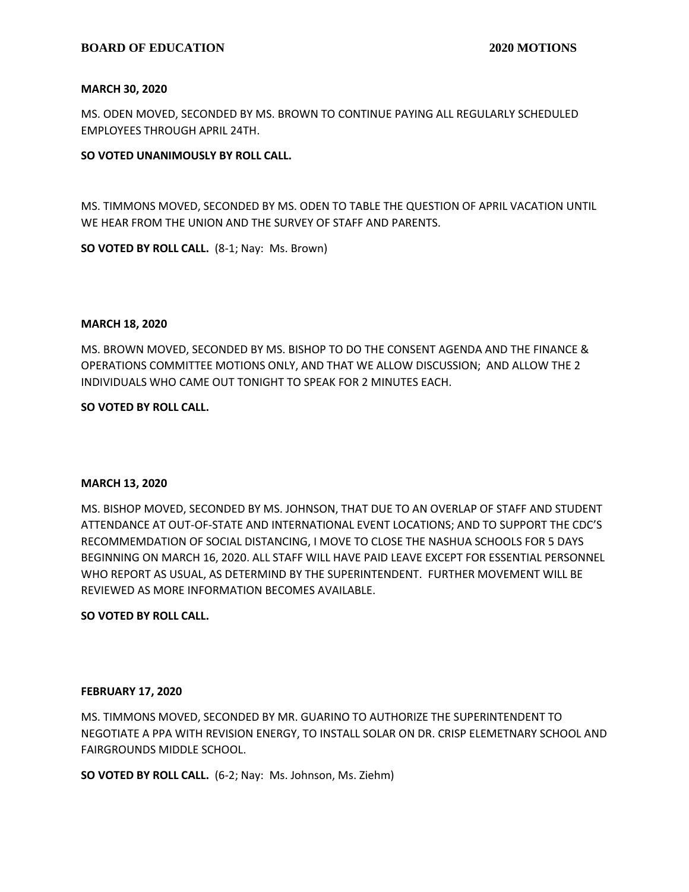**MARCH 30, 2020**

MS. ODEN MOVED, SECONDED BY MS. BROWN TO CONTINUE PAYING ALL REGULARLY SCHEDULED EMPLOYEES THROUGH APRIL 24TH.

**SO VOTED UNANIMOUSLY BY ROLL CALL.**

MS. TIMMONS MOVED, SECONDED BY MS. ODEN TO TABLE THE QUESTION OF APRIL VACATION UNTIL WE HEAR FROM THE UNION AND THE SURVEY OF STAFF AND PARENTS.

**SO VOTED BY ROLL CALL.** (8-1; Nay: Ms. Brown)

**MARCH 18, 2020**

MS. BROWN MOVED, SECONDED BY MS. BISHOP TO DO THE CONSENT AGENDA AND THE FINANCE & OPERATIONS COMMITTEE MOTIONS ONLY, AND THAT WE ALLOW DISCUSSION; AND ALLOW THE 2 INDIVIDUALS WHO CAME OUT TONIGHT TO SPEAK FOR 2 MINUTES EACH.

**SO VOTED BY ROLL CALL.**

**MARCH 13, 2020**

MS. BISHOP MOVED, SECONDED BY MS. JOHNSON, THAT DUE TO AN OVERLAP OF STAFF AND STUDENT ATTENDANCE AT OUT-OF-STATE AND INTERNATIONAL EVENT LOCATIONS; AND TO SUPPORT THE CDC'S RECOMMEMDATION OF SOCIAL DISTANCING, I MOVE TO CLOSE THE NASHUA SCHOOLS FOR 5 DAYS BEGINNING ON MARCH 16, 2020. ALL STAFF WILL HAVE PAID LEAVE EXCEPT FOR ESSENTIAL PERSONNEL WHO REPORT AS USUAL, AS DETERMIND BY THE SUPERINTENDENT. FURTHER MOVEMENT WILL BE REVIEWED AS MORE INFORMATION BECOMES AVAILABLE.

**SO VOTED BY ROLL CALL.**

**FEBRUARY 17, 2020**

MS. TIMMONS MOVED, SECONDED BY MR. GUARINO TO AUTHORIZE THE SUPERINTENDENT TO NEGOTIATE A PPA WITH REVISION ENERGY, TO INSTALL SOLAR ON DR. CRISP ELEMETNARY SCHOOL AND FAIRGROUNDS MIDDLE SCHOOL.

**SO VOTED BY ROLL CALL.** (6-2; Nay: Ms. Johnson, Ms. Ziehm)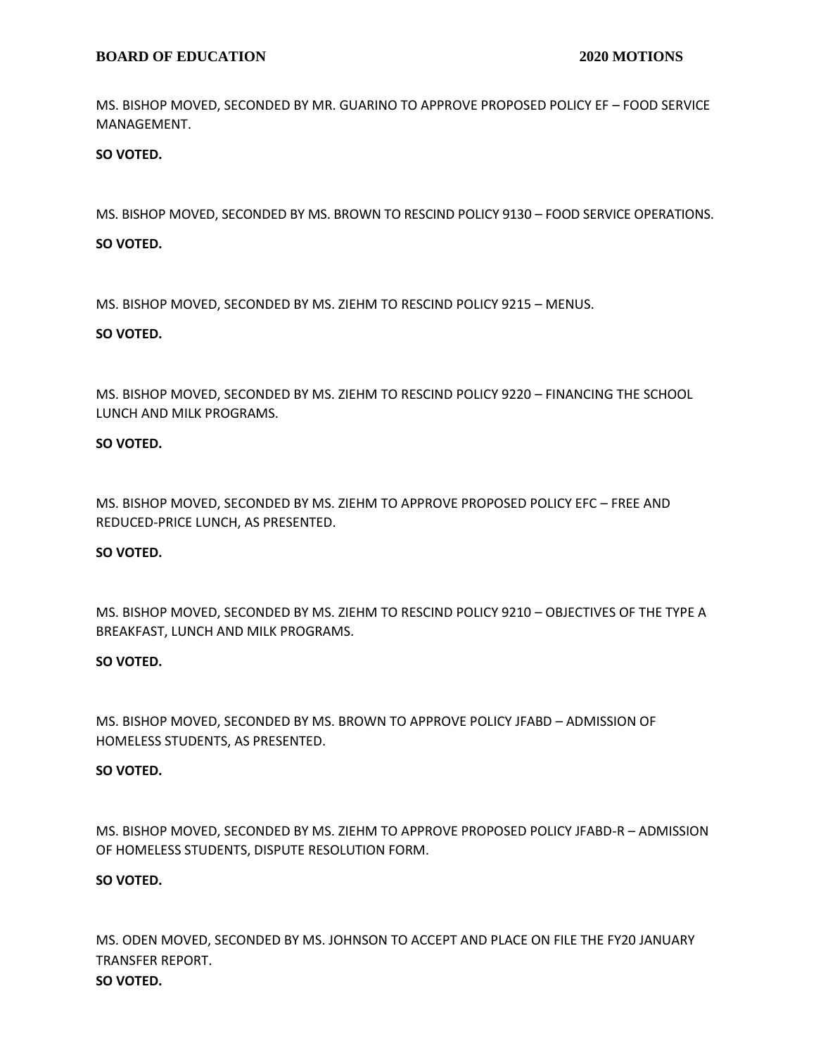MS. BISHOP MOVED, SECONDED BY MR. GUARINO TO APPROVE PROPOSED POLICY EF – FOOD SERVICE MANAGEMENT.

**SO VOTED.**

MS. BISHOP MOVED, SECONDED BY MS. BROWN TO RESCIND POLICY 9130 – FOOD SERVICE OPERATIONS.

**SO VOTED.**

MS. BISHOP MOVED, SECONDED BY MS. ZIEHM TO RESCIND POLICY 9215 – MENUS.

**SO VOTED.**

MS. BISHOP MOVED, SECONDED BY MS. ZIEHM TO RESCIND POLICY 9220 – FINANCING THE SCHOOL LUNCH AND MILK PROGRAMS.

**SO VOTED.**

MS. BISHOP MOVED, SECONDED BY MS. ZIEHM TO APPROVE PROPOSED POLICY EFC – FREE AND REDUCED-PRICE LUNCH, AS PRESENTED.

**SO VOTED.**

MS. BISHOP MOVED, SECONDED BY MS. ZIEHM TO RESCIND POLICY 9210 – OBJECTIVES OF THE TYPE A BREAKFAST, LUNCH AND MILK PROGRAMS.

**SO VOTED.**

MS. BISHOP MOVED, SECONDED BY MS. BROWN TO APPROVE POLICY JFABD – ADMISSION OF HOMELESS STUDENTS, AS PRESENTED.

**SO VOTED.**

MS. BISHOP MOVED, SECONDED BY MS. ZIEHM TO APPROVE PROPOSED POLICY JFABD-R – ADMISSION OF HOMELESS STUDENTS, DISPUTE RESOLUTION FORM.

**SO VOTED.**

MS. ODEN MOVED, SECONDED BY MS. JOHNSON TO ACCEPT AND PLACE ON FILE THE FY20 JANUARY TRANSFER REPORT.

**SO VOTED.**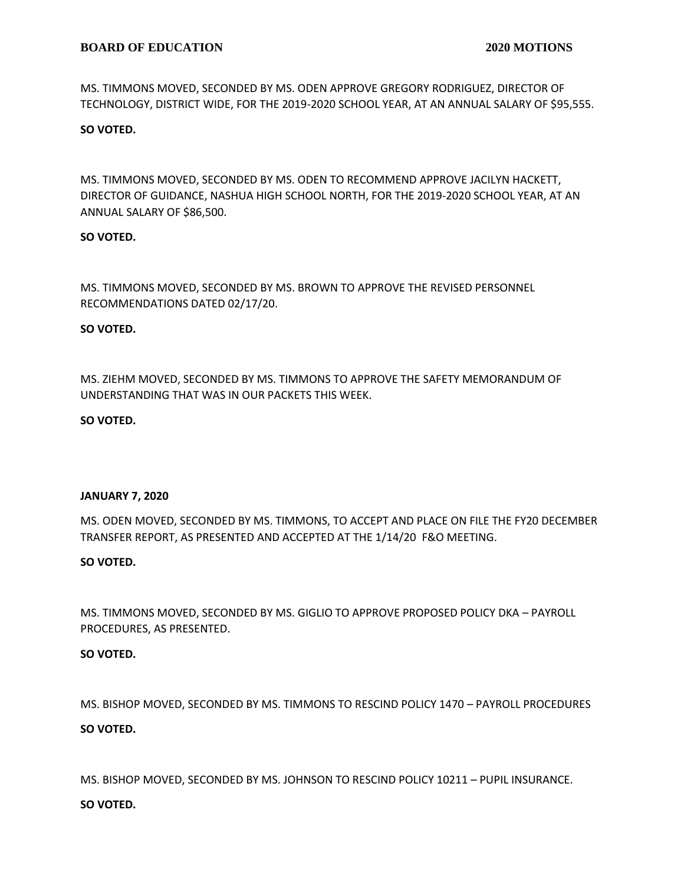MS. TIMMONS MOVED, SECONDED BY MS. ODEN APPROVE GREGORY RODRIGUEZ, DIRECTOR OF TECHNOLOGY, DISTRICT WIDE, FOR THE 2019-2020 SCHOOL YEAR, AT AN ANNUAL SALARY OF $95,555.

**SO VOTED.**

MS. TIMMONS MOVED, SECONDED BY MS. ODEN TO RECOMMEND APPROVE JACILYN HACKETT, DIRECTOR OF GUIDANCE, NASHUA HIGH SCHOOL NORTH, FOR THE 2019-2020 SCHOOL YEAR, AT AN ANNUAL SALARY OF $86,500.

**SO VOTED.**

MS. TIMMONS MOVED, SECONDED BY MS. BROWN TO APPROVE THE REVISED PERSONNEL RECOMMENDATIONS DATED 02/17/20.

**SO VOTED.**

MS. ZIEHM MOVED, SECONDED BY MS. TIMMONS TO APPROVE THE SAFETY MEMORANDUM OF UNDERSTANDING THAT WAS IN OUR PACKETS THIS WEEK.

**SO VOTED.**

**JANUARY 7, 2020**

MS. ODEN MOVED, SECONDED BY MS. TIMMONS, TO ACCEPT AND PLACE ON FILE THE FY20 DECEMBER TRANSFER REPORT, AS PRESENTED AND ACCEPTED AT THE 1/14/20 F&O MEETING.

**SO VOTED.**

MS. TIMMONS MOVED, SECONDED BY MS. GIGLIO TO APPROVE PROPOSED POLICY DKA – PAYROLL PROCEDURES, AS PRESENTED.

**SO VOTED.**

MS. BISHOP MOVED, SECONDED BY MS. TIMMONS TO RESCIND POLICY 1470 – PAYROLL PROCEDURES

**SO VOTED.**

MS. BISHOP MOVED, SECONDED BY MS. JOHNSON TO RESCIND POLICY 10211 – PUPIL INSURANCE.

**SO VOTED.**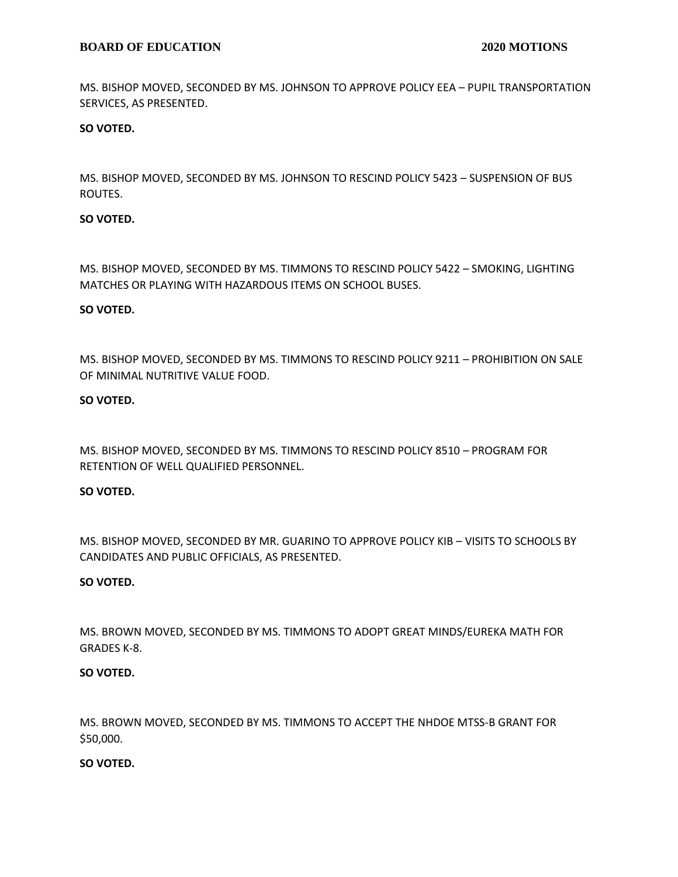MS. BISHOP MOVED, SECONDED BY MS. JOHNSON TO APPROVE POLICY EEA – PUPIL TRANSPORTATION SERVICES, AS PRESENTED.

**SO VOTED.**

MS. BISHOP MOVED, SECONDED BY MS. JOHNSON TO RESCIND POLICY 5423 – SUSPENSION OF BUS ROUTES.

**SO VOTED.**

MS. BISHOP MOVED, SECONDED BY MS. TIMMONS TO RESCIND POLICY 5422 – SMOKING, LIGHTING MATCHES OR PLAYING WITH HAZARDOUS ITEMS ON SCHOOL BUSES.

**SO VOTED.**

MS. BISHOP MOVED, SECONDED BY MS. TIMMONS TO RESCIND POLICY 9211 – PROHIBITION ON SALE OF MINIMAL NUTRITIVE VALUE FOOD.

**SO VOTED.**

MS. BISHOP MOVED, SECONDED BY MS. TIMMONS TO RESCIND POLICY 8510 – PROGRAM FOR RETENTION OF WELL QUALIFIED PERSONNEL.

**SO VOTED.**

MS. BISHOP MOVED, SECONDED BY MR. GUARINO TO APPROVE POLICY KIB – VISITS TO SCHOOLS BY CANDIDATES AND PUBLIC OFFICIALS, AS PRESENTED.

**SO VOTED.**

MS. BROWN MOVED, SECONDED BY MS. TIMMONS TO ADOPT GREAT MINDS/EUREKA MATH FOR GRADES K-8.

**SO VOTED.**

MS. BROWN MOVED, SECONDED BY MS. TIMMONS TO ACCEPT THE NHDOE MTSS-B GRANT FOR $50,000.

**SO VOTED.**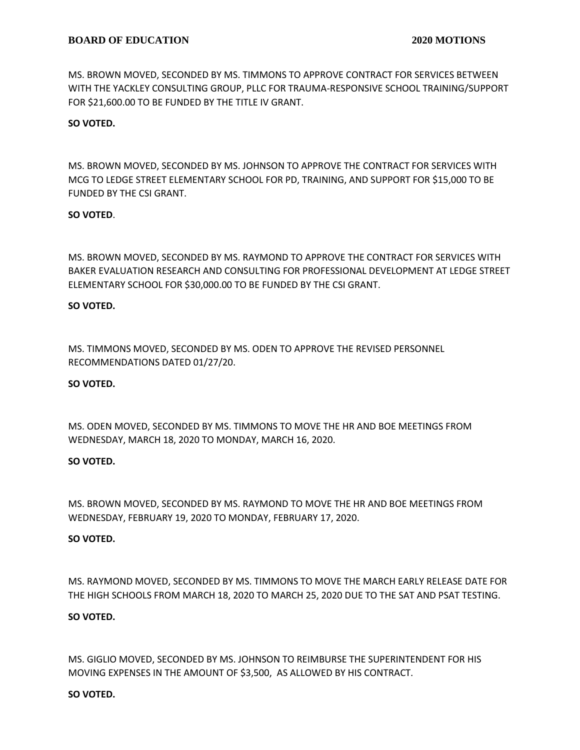MS. BROWN MOVED, SECONDED BY MS. TIMMONS TO APPROVE CONTRACT FOR SERVICES BETWEEN WITH THE YACKLEY CONSULTING GROUP, PLLC FOR TRAUMA-RESPONSIVE SCHOOL TRAINING/SUPPORT FOR $21,600.00 TO BE FUNDED BY THE TITLE IV GRANT.

**SO VOTED.**

MS. BROWN MOVED, SECONDED BY MS. JOHNSON TO APPROVE THE CONTRACT FOR SERVICES WITH MCG TO LEDGE STREET ELEMENTARY SCHOOL FOR PD, TRAINING, AND SUPPORT FOR $15,000 TO BE FUNDED BY THE CSI GRANT.

**SO VOTED**.

MS. BROWN MOVED, SECONDED BY MS. RAYMOND TO APPROVE THE CONTRACT FOR SERVICES WITH BAKER EVALUATION RESEARCH AND CONSULTING FOR PROFESSIONAL DEVELOPMENT AT LEDGE STREET ELEMENTARY SCHOOL FOR $30,000.00 TO BE FUNDED BY THE CSI GRANT.

**SO VOTED.**

MS. TIMMONS MOVED, SECONDED BY MS. ODEN TO APPROVE THE REVISED PERSONNEL RECOMMENDATIONS DATED 01/27/20.

**SO VOTED.**

MS. ODEN MOVED, SECONDED BY MS. TIMMONS TO MOVE THE HR AND BOE MEETINGS FROM WEDNESDAY, MARCH 18, 2020 TO MONDAY, MARCH 16, 2020.

**SO VOTED.**

MS. BROWN MOVED, SECONDED BY MS. RAYMOND TO MOVE THE HR AND BOE MEETINGS FROM WEDNESDAY, FEBRUARY 19, 2020 TO MONDAY, FEBRUARY 17, 2020.

**SO VOTED.**

MS. RAYMOND MOVED, SECONDED BY MS. TIMMONS TO MOVE THE MARCH EARLY RELEASE DATE FOR THE HIGH SCHOOLS FROM MARCH 18, 2020 TO MARCH 25, 2020 DUE TO THE SAT AND PSAT TESTING.

**SO VOTED.**

MS. GIGLIO MOVED, SECONDED BY MS. JOHNSON TO REIMBURSE THE SUPERINTENDENT FOR HIS MOVING EXPENSES IN THE AMOUNT OF $3,500, AS ALLOWED BY HIS CONTRACT.

**SO VOTED.**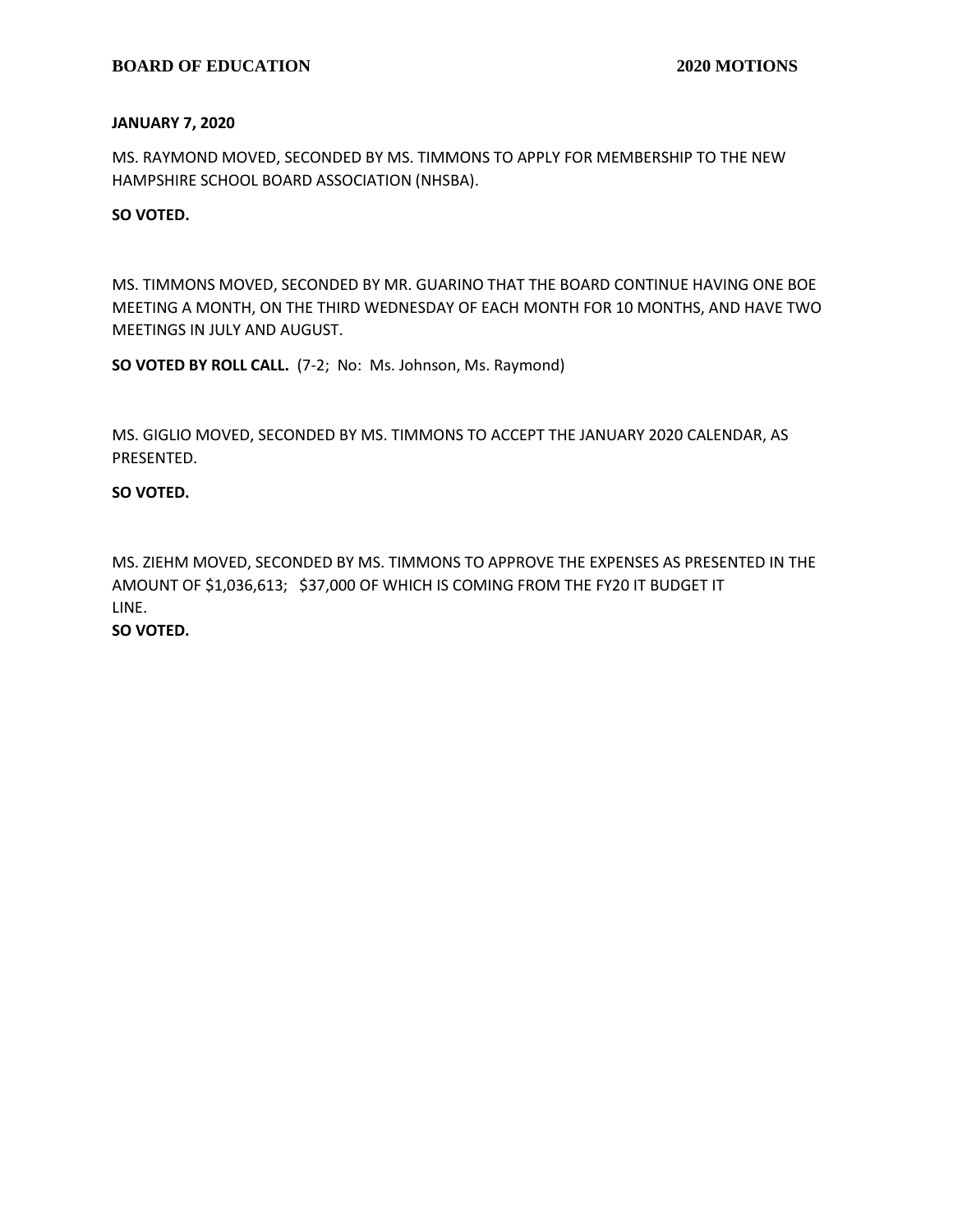**JANUARY 7, 2020**

MS. RAYMOND MOVED, SECONDED BY MS. TIMMONS TO APPLY FOR MEMBERSHIP TO THE NEW HAMPSHIRE SCHOOL BOARD ASSOCIATION (NHSBA).

**SO VOTED.**

MS. TIMMONS MOVED, SECONDED BY MR. GUARINO THAT THE BOARD CONTINUE HAVING ONE BOE MEETING A MONTH, ON THE THIRD WEDNESDAY OF EACH MONTH FOR 10 MONTHS, AND HAVE TWO MEETINGS IN JULY AND AUGUST.

**SO VOTED BY ROLL CALL.** (7-2; No: Ms. Johnson, Ms. Raymond)

MS. GIGLIO MOVED, SECONDED BY MS. TIMMONS TO ACCEPT THE JANUARY 2020 CALENDAR, AS PRESENTED.

**SO VOTED.**

MS. ZIEHM MOVED, SECONDED BY MS. TIMMONS TO APPROVE THE EXPENSES AS PRESENTED IN THE AMOUNT OF $1,036,613; $37,000 OF WHICH IS COMING FROM THE FY20 IT BUDGET IT LINE.

**SO VOTED.**